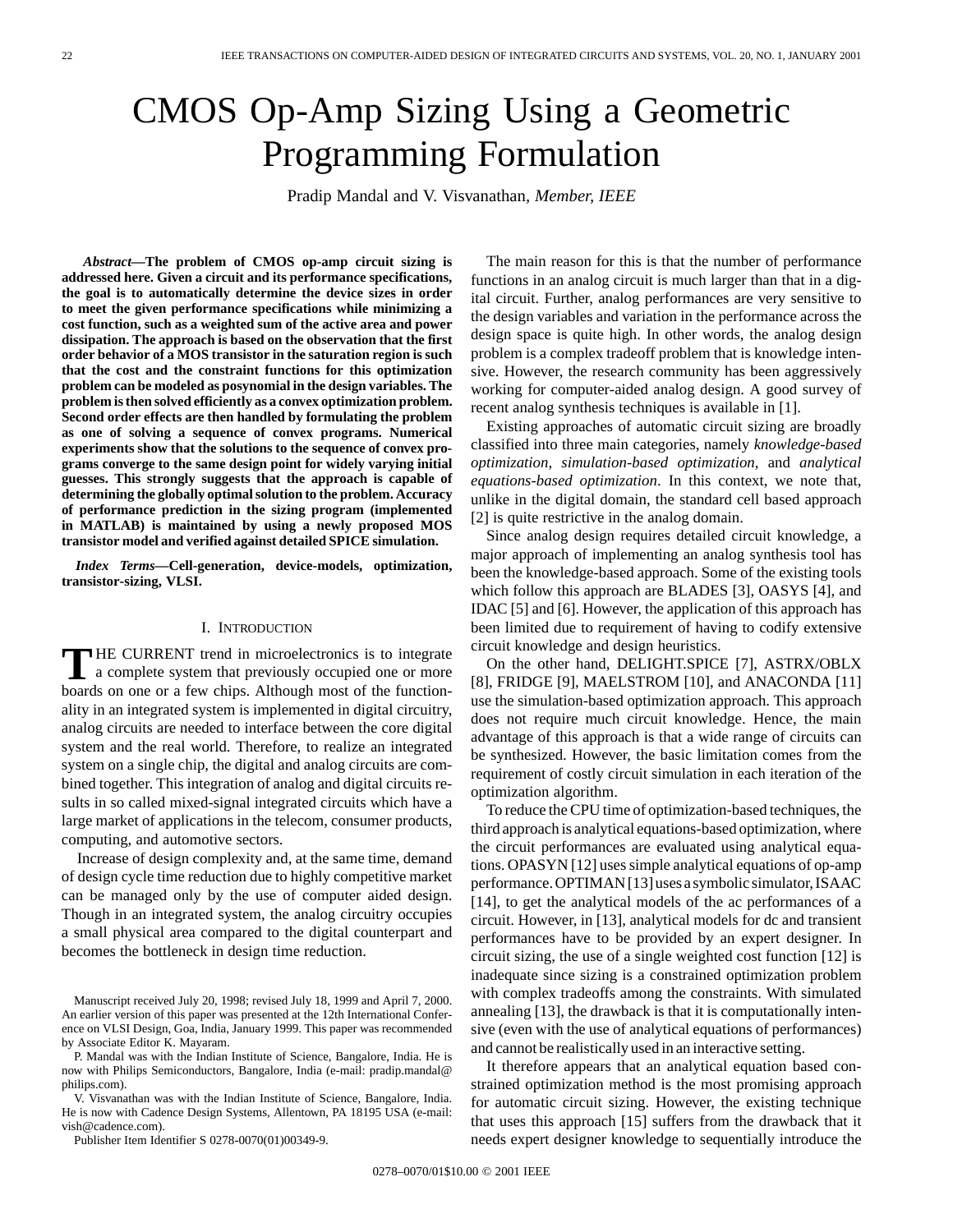# CMOS Op-Amp Sizing Using a Geometric Programming Formulation

Pradip Mandal and V. Visvanathan, *Member, IEEE*

***Abstract*—The problem of CMOS op-amp circuit sizing is addressed here. Given a circuit and its performance specifications, the goal is to automatically determine the device sizes in order to meet the given performance specifications while minimizing a cost function, such as a weighted sum of the active area and power dissipation. The approach is based on the observation that the first order behavior of a MOS transistor in the saturation region is such that the cost and the constraint functions for this optimization problem can be modeled as posynomial in the design variables. The problem is then solved efficiently as a convex optimization problem. Second order effects are then handled by formulating the problem as one of solving a sequence of convex programs. Numerical experiments show that the solutions to the sequence of convex programs converge to the same design point for widely varying initial guesses. This strongly suggests that the approach is capable of determining the globally optimal solution to the problem. Accuracy of performance prediction in the sizing program (implemented in MATLAB) is maintained by using a newly proposed MOS transistor model and verified against detailed SPICE simulation.**

***Index Terms*—Cell-generation, device-models, optimization, transistor-sizing, VLSI.**

## I. Introduction

The CURRENT trend in microelectronics is to integrate a complete system that previously occupied one or more boards on one or a few chips. Although most of the functionality in an integrated system is implemented in digital circuitry, analog circuits are needed to interface between the core digital system and the real world. Therefore, to realize an integrated system on a single chip, the digital and analog circuits are combined together. This integration of analog and digital circuits results in so called mixed-signal integrated circuits which have a large market of applications in the telecom, consumer products, computing, and automotive sectors.

Increase of design complexity and, at the same time, demand of design cycle time reduction due to highly competitive market can be managed only by the use of computer aided design. Though in an integrated system, the analog circuitry occupies a small physical area compared to the digital counterpart and becomes the bottleneck in design time reduction.

Manuscript received July 20, 1998; revised July 18, 1999 and April 7, 2000. An earlier version of this paper was presented at the 12th International Conference on VLSI Design, Goa, India, January 1999. This paper was recommended by Associate Editor K. Mayaram.

P. Mandal was with the Indian Institute of Science, Bangalore, India. He is now with Philips Semiconductors, Bangalore, India (e-mail: pradip.mandal@philips.com).

V. Visvanathan was with the Indian Institute of Science, Bangalore, India. He is now with Cadence Design Systems, Allentown, PA 18195 USA (e-mail: vish@cadence.com).

Publisher Item Identifier S 0278-0070(01)00349-9.

The main reason for this is that the number of performance functions in an analog circuit is much larger than that in a digital circuit. Further, analog performances are very sensitive to the design variables and variation in the performance across the design space is quite high. In other words, the analog design problem is a complex tradeoff problem that is knowledge intensive. However, the research community has been aggressively working for computer-aided analog design. A good survey of recent analog synthesis techniques is available in [1].

Existing approaches of automatic circuit sizing are broadly classified into three main categories, namely *knowledge-based optimization, simulation-based optimization,* and *analytical equations-based optimization*. In this context, we note that, unlike in the digital domain, the standard cell based approach [2] is quite restrictive in the analog domain.

Since analog design requires detailed circuit knowledge, a major approach of implementing an analog synthesis tool has been the knowledge-based approach. Some of the existing tools which follow this approach are BLADES [3], OASYS [4], and IDAC [5] and [6]. However, the application of this approach has been limited due to requirement of having to codify extensive circuit knowledge and design heuristics.

On the other hand, DELIGHT.SPICE [7], ASTRX/OBLX [8], FRIDGE [9], MAELSTROM [10], and ANACONDA [11] use the simulation-based optimization approach. This approach does not require much circuit knowledge. Hence, the main advantage of this approach is that a wide range of circuits can be synthesized. However, the basic limitation comes from the requirement of costly circuit simulation in each iteration of the optimization algorithm.

To reduce the CPU time of optimization-based techniques, the third approach is analytical equations-based optimization, where the circuit performances are evaluated using analytical equations. OPASYN [12] uses simple analytical equations of op-amp performance. OPTIMAN [13] uses a symbolic simulator, ISAAC [14], to get the analytical models of the ac performances of a circuit. However, in [13], analytical models for dc and transient performances have to be provided by an expert designer. In circuit sizing, the use of a single weighted cost function [12] is inadequate since sizing is a constrained optimization problem with complex tradeoffs among the constraints. With simulated annealing [13], the drawback is that it is computationally intensive (even with the use of analytical equations of performances) and cannot be realistically used in an interactive setting.

It therefore appears that an analytical equation based constrained optimization method is the most promising approach for automatic circuit sizing. However, the existing technique that uses this approach [15] suffers from the drawback that it needs expert designer knowledge to sequentially introduce the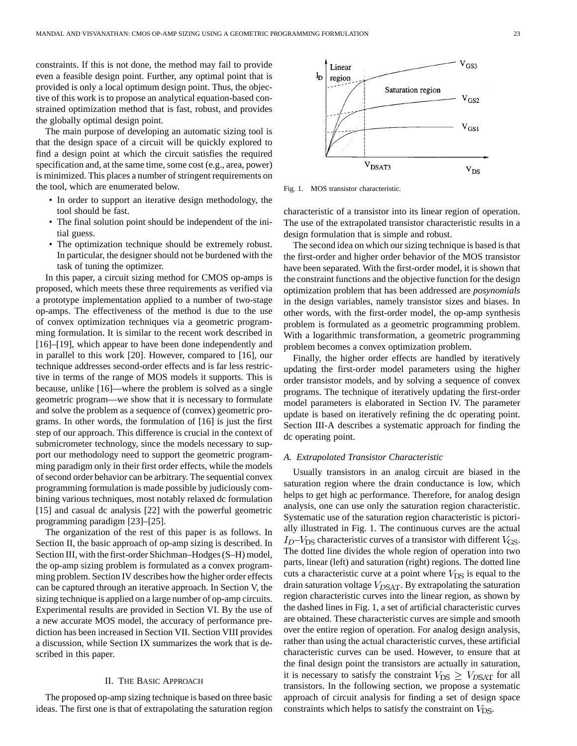constraints. If this is not done, the method may fail to provide even a feasible design point. Further, any optimal point that is provided is only a local optimum design point. Thus, the objective of this work is to propose an analytical equation-based constrained optimization method that is fast, robust, and provides the globally optimal design point.

The main purpose of developing an automatic sizing tool is that the design space of a circuit will be quickly explored to find a design point at which the circuit satisfies the required specification and, at the same time, some cost (e.g., area, power) is minimized. This places a number of stringent requirements on the tool, which are enumerated below.

- In order to support an iterative design methodology, the tool should be fast.
- The final solution point should be independent of the initial guess.
- The optimization technique should be extremely robust. In particular, the designer should not be burdened with the task of tuning the optimizer.

In this paper, a circuit sizing method for CMOS op-amps is proposed, which meets these three requirements as verified via a prototype implementation applied to a number of two-stage op-amps. The effectiveness of the method is due to the use of convex optimization techniques via a geometric programming formulation. It is similar to the recent work described in [16]–[19], which appear to have been done independently and in parallel to this work [20]. However, compared to [16], our technique addresses second-order effects and is far less restrictive in terms of the range of MOS models it supports. This is because, unlike [16]—where the problem is solved as a single geometric program—we show that it is necessary to formulate and solve the problem as a sequence of (convex) geometric programs. In other words, the formulation of [16] is just the first step of our approach. This difference is crucial in the context of submicrometer technology, since the models necessary to support our methodology need to support the geometric programming paradigm only in their first order effects, while the models of second order behavior can be arbitrary. The sequential convex programming formulation is made possible by judiciously combining various techniques, most notably relaxed dc formulation [15] and casual dc analysis [22] with the powerful geometric programming paradigm [23]–[25].

The organization of the rest of this paper is as follows. In Section II, the basic approach of op-amp sizing is described. In Section III, with the first-order Shichman–Hodges (S–H) model, the op-amp sizing problem is formulated as a convex programming problem. Section IV describes how the higher order effects can be captured through an iterative approach. In Section V, the sizing technique is applied on a large number of op-amp circuits. Experimental results are provided in Section VI. By the use of a new accurate MOS model, the accuracy of performance prediction has been increased in Section VII. Section VIII provides a discussion, while Section IX summarizes the work that is described in this paper.

## II. The Basic Approach

The proposed op-amp sizing technique is based on three basic ideas. The first one is that of extrapolating the saturation region characteristic of a transistor into its linear region of operation. The use of the extrapolated transistor characteristic results in a design formulation that is simple and robust.

Linear region

$I_D$

Saturation region

$V_{GS3}$

$V_{GS2}$

$V_{GS1}$

$V_{DSAT3}$

$V_{DS}$

Fig. 1. MOS transistor characteristic.

The second idea on which our sizing technique is based is that the first-order and higher order behavior of the MOS transistor have been separated. With the first-order model, it is shown that the constraint functions and the objective function for the design optimization problem that has been addressed are *posynomials* in the design variables, namely transistor sizes and biases. In other words, with the first-order model, the op-amp synthesis problem is formulated as a geometric programming problem. With a logarithmic transformation, a geometric programming problem becomes a convex optimization problem.

Finally, the higher order effects are handled by iteratively updating the first-order model parameters using the higher order transistor models, and by solving a sequence of convex programs. The technique of iteratively updating the first-order model parameters is elaborated in Section IV. The parameter update is based on iteratively refining the dc operating point. Section III-A describes a systematic approach for finding the dc operating point.

### A. Extrapolated Transistor Characteristic

Usually transistors in an analog circuit are biased in the saturation region where the drain conductance is low, which helps to get high ac performance. Therefore, for analog design analysis, one can use only the saturation region characteristic. Systematic use of the saturation region characteristic is pictorially illustrated in Fig. 1. The continuous curves are the actual $I_D$–$V_{DS}$ characteristic curves of a transistor with different $V_{GS}$. The dotted line divides the whole region of operation into two parts, linear (left) and saturation (right) regions. The dotted line cuts a characteristic curve at a point where $V_{DS}$ is equal to the drain saturation voltage $V_{DSAT}$. By extrapolating the saturation region characteristic curves into the linear region, as shown by the dashed lines in Fig. 1, a set of artificial characteristic curves are obtained. These characteristic curves are simple and smooth over the entire region of operation. For analog design analysis, rather than using the actual characteristic curves, these artificial characteristic curves can be used. However, to ensure that at the final design point the transistors are actually in saturation, it is necessary to satisfy the constraint $V_{DS} \geq V_{DSAT}$ for all transistors. In the following section, we propose a systematic approach of circuit analysis for finding a set of design space constraints which helps to satisfy the constraint on $V_{DS}$.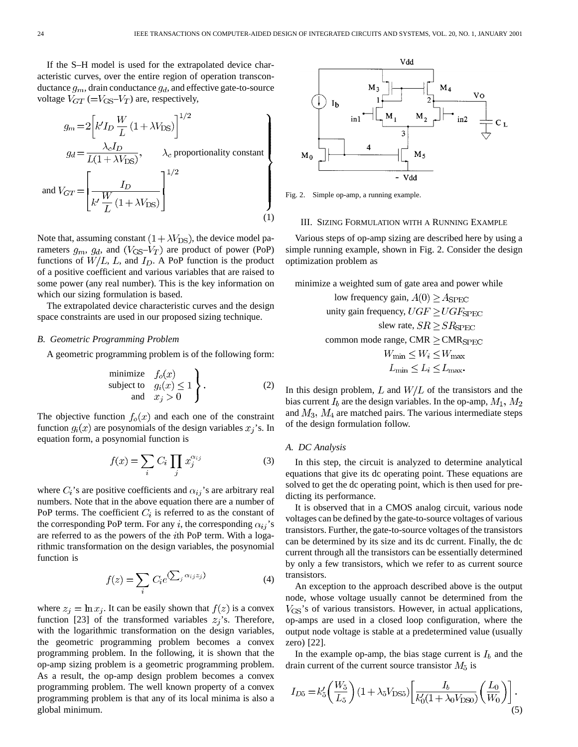If the S–H model is used for the extrapolated device characteristic curves, over the entire region of operation transconductance $g_m$, drain conductance $g_d$, and effective gate-to-source voltage $V_{GT}$ $(=V_{GS}–V_T)$ are, respectively,

$$\left.\begin{aligned} g_m &= 2\left[k' I_D \frac{W}{L}(1+\lambda V_{DS})\right]^{1/2} \\ g_d &= \frac{\lambda_c I_D}{L(1+\lambda V_{DS})}, \qquad \lambda_c \text{ proportionality constant} \\ \text{and } V_{GT} &= \left[\frac{I_D}{k' \frac{W}{L}(1+\lambda V_{DS})}\right]^{1/2} \end{aligned}\right\} \tag{1}$$

Note that, assuming constant $(1+\lambda V_{DS})$, the device model parameters $g_m$, $g_d$, and $(V_{GS}–V_T)$ are product of power (PoP) functions of $W/L$, $L$, and $I_D$. A PoP function is the product of a positive coefficient and various variables that are raised to some power (any real number). This is the key information on which our sizing formulation is based.

The extrapolated device characteristic curves and the design space constraints are used in our proposed sizing technique.

### B. Geometric Programming Problem

A geometric programming problem is of the following form:

$$\left.\begin{array}{rl} \text{minimize} & f_o(x) \\ \text{subject to} & g_i(x) \le 1 \\ \text{and} & x_j > 0 \end{array}\right\}. \tag{2}$$

The objective function $f_o(x)$ and each one of the constraint function $g_i(x)$ are posynomials of the design variables $x_j$'s. In equation form, a posynomial function is

$$f(x) = \sum_i C_i \prod_j x_j^{\alpha_{ij}} \tag{3}$$

where $C_i$'s are positive coefficients and $\alpha_{ij}$'s are arbitrary real numbers. Note that in the above equation there are a number of PoP terms. The coefficient $C_i$ is referred to as the constant of the corresponding PoP term. For any $i$, the corresponding $\alpha_{ij}$'s are referred to as the powers of the $i$th PoP term. With a logarithmic transformation on the design variables, the posynomial function is

$$f(z) = \sum_i C_i e^{\left(\sum_j \alpha_{ij} z_j\right)} \tag{4}$$

where $z_j = \ln x_j$. It can be easily shown that $f(z)$ is a convex function [23] of the transformed variables $z_j$'s. Therefore, with the logarithmic transformation on the design variables, the geometric programming problem becomes a convex programming problem. In the following, it is shown that the op-amp sizing problem is a geometric programming problem. As a result, the op-amp design problem becomes a convex programming problem. The well known property of a convex programming problem is that any of its local minima is also a global minimum.

Fig. 2. Simple op-amp, a running example.

## III. Sizing Formulation with a Running Example

Various steps of op-amp sizing are described here by using a simple running example, shown in Fig. 2. Consider the design optimization problem as

minimize a weighted sum of gate area and power while

$$\begin{aligned} &\text{low frequency gain, } A(0) \ge A_{\text{SPEC}} \\ &\text{unity gain frequency, } UGF \ge UGF_{\text{SPEC}} \\ &\text{slew rate, } SR \ge SR_{\text{SPEC}} \\ &\text{common mode range, CMR} \ge \text{CMR}_{\text{SPEC}} \\ &W_{\min} \le W_i \le W_{\max} \\ &L_{\min} \le L_i \le L_{\max}. \end{aligned}$$

In this design problem, $L$ and $W/L$ of the transistors and the bias current $I_b$ are the design variables. In the op-amp, $M_1$, $M_2$ and $M_3$, $M_4$ are matched pairs. The various intermediate steps of the design formulation follow.

### A. DC Analysis

In this step, the circuit is analyzed to determine analytical equations that give its dc operating point. These equations are solved to get the dc operating point, which is then used for predicting its performance.

It is observed that in a CMOS analog circuit, various node voltages can be defined by the gate-to-source voltages of various transistors. Further, the gate-to-source voltages of the transistors can be determined by its size and its dc current. Finally, the dc current through all the transistors can be essentially determined by only a few transistors, which we refer to as current source transistors.

An exception to the approach described above is the output node, whose voltage usually cannot be determined from the $V_{GS}$'s of various transistors. However, in actual applications, op-amps are used in a closed loop configuration, where the output node voltage is stable at a predetermined value (usually zero) [22].

In the example op-amp, the bias stage current is $I_b$ and the drain current of the current source transistor $M_5$ is

$$I_{D5} = k'_5 \left(\frac{W_5}{L_5}\right)(1+\lambda_5 V_{DS5}) \left[\frac{I_b}{k'_0(1+\lambda_0 V_{DS0})}\left(\frac{L_0}{W_0}\right)\right]. \tag{5}$$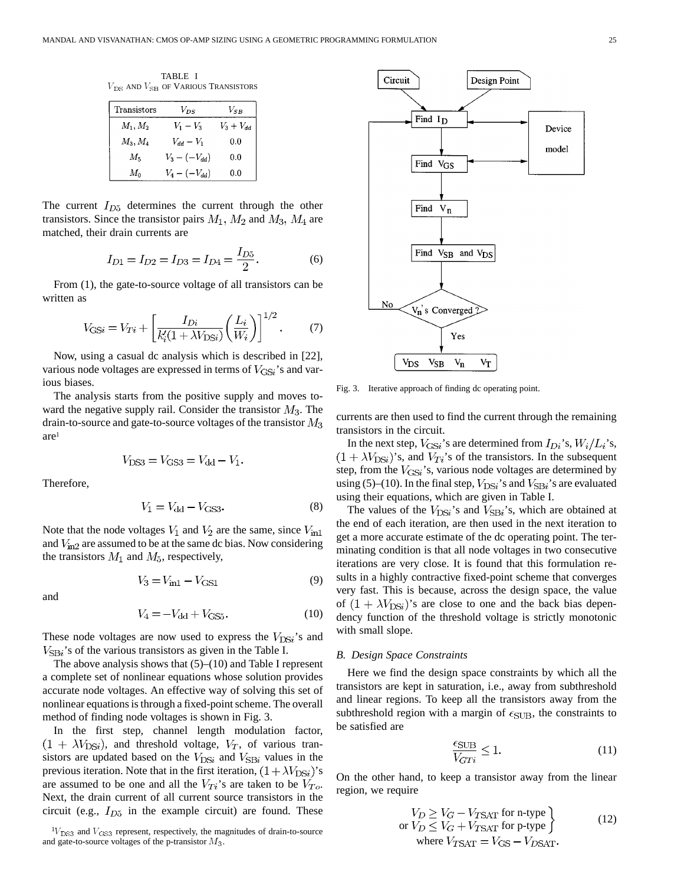TABLE I
$V_{DS}$ AND $V_{SB}$ OF VARIOUS TRANSISTORS

| Transistors | $V_{DS}$ | $V_{SB}$ |
|---|---|---|
| $M_1, M_2$ | $V_1 - V_3$ | $V_3 + V_{dd}$ |
| $M_3, M_4$ | $V_{dd} - V_1$ | 0.0 |
| $M_5$ | $V_3 - (-V_{dd})$ | 0.0 |
| $M_0$ | $V_4 - (-V_{dd})$ | 0.0 |

The current $I_{D5}$ determines the current through the other transistors. Since the transistor pairs $M_1$, $M_2$ and $M_3$, $M_4$ are matched, their drain currents are

$$I_{D1} = I_{D2} = I_{D3} = I_{D4} = \frac{I_{D5}}{2}. \tag{6}$$

From (1), the gate-to-source voltage of all transistors can be written as

$$V_{\text{GS}i} = V_{Ti} + \left[ \frac{I_{Di}}{k_i'(1+\lambda V_{\text{DS}i})} \left( \frac{L_i}{W_i} \right) \right]^{1/2}. \tag{7}$$

Now, using a casual dc analysis which is described in [22], various node voltages are expressed in terms of $V_{\text{GS}i}$'s and various biases.

The analysis starts from the positive supply and moves toward the negative supply rail. Consider the transistor $M_3$. The drain-to-source and gate-to-source voltages of the transistor $M_3$ are[1]

$$V_{\text{DS3}} = V_{\text{GS3}} = V_{\text{dd}} - V_1.$$

Therefore,

$$V_1 = V_{\text{dd}} - V_{\text{GS3}}. \tag{8}$$

Note that the node voltages $V_1$ and $V_2$ are the same, since $V_{\text{in1}}$ and $V_{\text{in2}}$ are assumed to be at the same dc bias. Now considering the transistors $M_1$ and $M_5$, respectively,

$$V_3 = V_{\text{in1}} - V_{\text{GS1}} \tag{9}$$

and

$$V_4 = -V_{\text{dd}} + V_{\text{GS5}}. \tag{10}$$

These node voltages are now used to express the $V_{\text{DS}i}$'s and $V_{\text{SB}i}$'s of the various transistors as given in the Table I.

The above analysis shows that (5)–(10) and Table I represent a complete set of nonlinear equations whose solution provides accurate node voltages. An effective way of solving this set of nonlinear equations is through a fixed-point scheme. The overall method of finding node voltages is shown in Fig. 3.

In the first step, channel length modulation factor, $(1 + \lambda V_{\text{DS}i})$, and threshold voltage, $V_T$, of various transistors are updated based on the $V_{\text{DS}i}$ and $V_{\text{SB}i}$ values in the previous iteration. Note that in the first iteration, $(1+\lambda V_{\text{DS}i})$'s are assumed to be one and all the $V_{Ti}$'s are taken to be $V_{To}$. Next, the drain current of all current source transistors in the circuit (e.g., $I_{D5}$ in the example circuit) are found. These currents are then used to find the current through the remaining transistors in the circuit.

[1] $V_{\text{DS3}}$ and $V_{\text{GS3}}$ represent, respectively, the magnitudes of drain-to-source and gate-to-source voltages of the p-transistor $M_3$.

Fig. 3. Iterative approach of finding dc operating point.

In the next step, $V_{\text{GS}i}$'s are determined from $I_{Di}$'s, $W_i/L_i$'s, $(1 + \lambda V_{\text{DS}i})$'s, and $V_{Ti}$'s of the transistors. In the subsequent step, from the $V_{\text{GS}i}$'s, various node voltages are determined by using (5)–(10). In the final step, $V_{\text{DS}i}$'s and $V_{\text{SB}i}$'s are evaluated using their equations, which are given in Table I.

The values of the $V_{\text{DS}i}$'s and $V_{\text{SB}i}$'s, which are obtained at the end of each iteration, are then used in the next iteration to get a more accurate estimate of the dc operating point. The terminating condition is that all node voltages in two consecutive iterations are very close. It is found that this formulation results in a highly contractive fixed-point scheme that converges very fast. This is because, across the design space, the value of $(1 + \lambda V_{\text{DS}i})$'s are close to one and the back bias dependency function of the threshold voltage is strictly monotonic with small slope.

### B. Design Space Constraints

Here we find the design space constraints by which all the transistors are kept in saturation, i.e., away from subthreshold and linear regions. To keep all the transistors away from the subthreshold region with a margin of $\epsilon_{\text{SUB}}$, the constraints to be satisfied are

$$\frac{\epsilon_{\text{SUB}}}{V_{GTi}} \leq 1. \tag{11}$$

On the other hand, to keep a transistor away from the linear region, we require

$$\left. \begin{array}{c} V_D \geq V_G - V_{T\text{SAT}} \text{ for n-type} \\ \text{or } V_D \leq V_G + V_{T\text{SAT}} \text{ for p-type} \end{array} \right\} \tag{12}$$
$$\text{where } V_{T\text{SAT}} = V_{\text{GS}} - V_{D\text{SAT}}.$$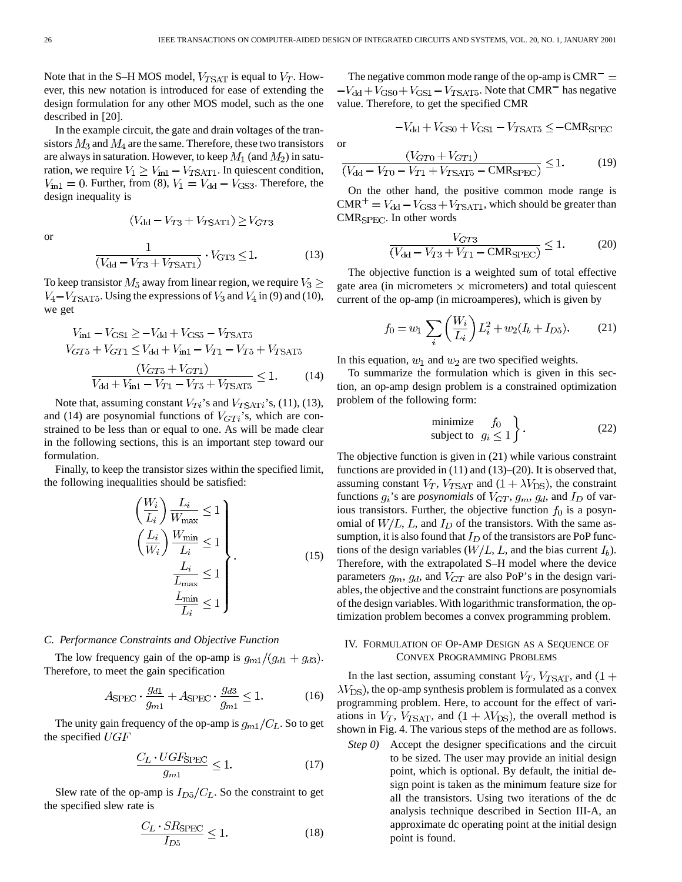Note that in the S–H MOS model, $V_{T\text{SAT}}$ is equal to $V_T$. However, this new notation is introduced for ease of extending the design formulation for any other MOS model, such as the one described in [20].

In the example circuit, the gate and drain voltages of the transistors $M_3$ and $M_4$ are the same. Therefore, these two transistors are always in saturation. However, to keep $M_1$ (and $M_2$) in saturation, we require $V_1 \geq V_{\text{in1}} - V_{T\text{SAT1}}$. In quiescent condition, $V_{\text{in1}} = 0$. Further, from (8), $V_1 = V_{\text{dd}} - V_{\text{GS3}}$. Therefore, the design inequality is

$$(V_{\text{dd}} - V_{T3} + V_{T\text{SAT1}}) \geq V_{GT3}$$

or

$$\frac{1}{(V_{\text{dd}} - V_{T3} + V_{T\text{SAT1}})} \cdot V_{\text{GT3}} \leq 1. \tag{13}$$

To keep transistor $M_5$ away from linear region, we require $V_3 \geq V_4 - V_{T\text{SAT5}}$. Using the expressions of $V_3$ and $V_4$ in (9) and (10), we get

$$V_{\text{in1}} - V_{\text{GS1}} \geq -V_{\text{dd}} + V_{\text{GS5}} - V_{T\text{SAT5}}$$

$$V_{GT5} + V_{GT1} \leq V_{\text{dd}} + V_{\text{in1}} - V_{T1} - V_{T5} + V_{T\text{SAT5}}$$

$$\frac{(V_{GT5} + V_{GT1})}{V_{\text{dd}} + V_{\text{in1}} - V_{T1} - V_{T5} + V_{T\text{SAT5}}} \leq 1. \tag{14}$$

Note that, assuming constant $V_{Ti}$'s and $V_{T\text{SAT}i}$'s, (11), (13), and (14) are posynomial functions of $V_{GTi}$'s, which are constrained to be less than or equal to one. As will be made clear in the following sections, this is an important step toward our formulation.

Finally, to keep the transistor sizes within the specified limit, the following inequalities should be satisfied:

$$\left.\begin{aligned} \left(\frac{W_i}{L_i}\right)\frac{L_i}{W_{\max}} &\leq 1 \\ \left(\frac{L_i}{W_i}\right)\frac{W_{\min}}{L_i} &\leq 1 \\ \frac{L_i}{L_{\max}} &\leq 1 \\ \frac{L_{\min}}{L_i} &\leq 1 \end{aligned}\right\}. \tag{15}$$

### C. Performance Constraints and Objective Function

The low frequency gain of the op-amp is $g_{m1}/(g_{d1} + g_{d3})$. Therefore, to meet the gain specification

$$A_{\text{SPEC}} \cdot \frac{g_{d1}}{g_{m1}} + A_{\text{SPEC}} \cdot \frac{g_{d3}}{g_{m1}} \leq 1. \tag{16}$$

The unity gain frequency of the op-amp is $g_{m1}/C_L$. So to get the specified $UGF$

$$\frac{C_L \cdot UGF_{\text{SPEC}}}{g_{m1}} \leq 1. \tag{17}$$

Slew rate of the op-amp is $I_{D5}/C_L$. So the constraint to get the specified slew rate is

$$\frac{C_L \cdot SR_{\text{SPEC}}}{I_{D5}} \leq 1. \tag{18}$$

The negative common mode range of the op-amp is $\text{CMR}^- = -V_{\text{dd}} + V_{\text{GS0}} + V_{\text{GS1}} - V_{T\text{SAT5}}$. Note that $\text{CMR}^-$ has negative value. Therefore, to get the specified CMR

$$-V_{\text{dd}} + V_{\text{GS0}} + V_{\text{GS1}} - V_{T\text{SAT5}} \leq -\text{CMR}_{\text{SPEC}}$$

or

$$\frac{(V_{GT0} + V_{GT1})}{(V_{\text{dd}} - V_{T0} - V_{T1} + V_{T\text{SAT5}} - \text{CMR}_{\text{SPEC}})} \leq 1. \tag{19}$$

On the other hand, the positive common mode range is $\text{CMR}^+ = V_{\text{dd}} - V_{\text{GS3}} + V_{T\text{SAT1}}$, which should be greater than $\text{CMR}_{\text{SPEC}}$. In other words

$$\frac{V_{GT3}}{(V_{\text{dd}} - V_{T3} + V_{T1} - \text{CMR}_{\text{SPEC}})} \leq 1. \tag{20}$$

The objective function is a weighted sum of total effective gate area (in micrometers $\times$ micrometers) and total quiescent current of the op-amp (in microamperes), which is given by

$$f_0 = w_1 \sum_i \left(\frac{W_i}{L_i}\right) L_i^2 + w_2(I_b + I_{D5}). \tag{21}$$

In this equation, $w_1$ and $w_2$ are two specified weights.

To summarize the formulation which is given in this section, an op-amp design problem is a constrained optimization problem of the following form:

$$\left.\begin{aligned} &\text{minimize} \quad f_0 \\ &\text{subject to} \quad g_i \leq 1 \end{aligned}\right\}. \tag{22}$$

The objective function is given in (21) while various constraint functions are provided in (11) and (13)–(20). It is observed that, assuming constant $V_T$, $V_{T\text{SAT}}$ and $(1 + \lambda V_{\text{DS}})$, the constraint functions $g_i$'s are *posynomials* of $V_{GT}$, $g_m$, $g_d$, and $I_D$ of various transistors. Further, the objective function $f_0$ is a posynomial of $W/L$, $L$, and $I_D$ of the transistors. With the same assumption, it is also found that $I_D$ of the transistors are PoP functions of the design variables ($W/L$, $L$, and the bias current $I_b$). Therefore, with the extrapolated S–H model where the device parameters $g_m$, $g_d$, and $V_{GT}$ are also PoP's in the design variables, the objective and the constraint functions are posynomials of the design variables. With logarithmic transformation, the optimization problem becomes a convex programming problem.

## IV. Formulation of Op-Amp Design as a Sequence of Convex Programming Problems

In the last section, assuming constant $V_T$, $V_{T\text{SAT}}$, and $(1 + \lambda V_{\text{DS}})$, the op-amp synthesis problem is formulated as a convex programming problem. Here, to account for the effect of variations in $V_T$, $V_{T\text{SAT}}$, and $(1 + \lambda V_{\text{DS}})$, the overall method is shown in Fig. 4. The various steps of the method are as follows.

*Step 0)* Accept the designer specifications and the circuit to be sized. The user may provide an initial design point, which is optional. By default, the initial design point is taken as the minimum feature size for all the transistors. Using two iterations of the dc analysis technique described in Section III-A, an approximate dc operating point at the initial design point is found.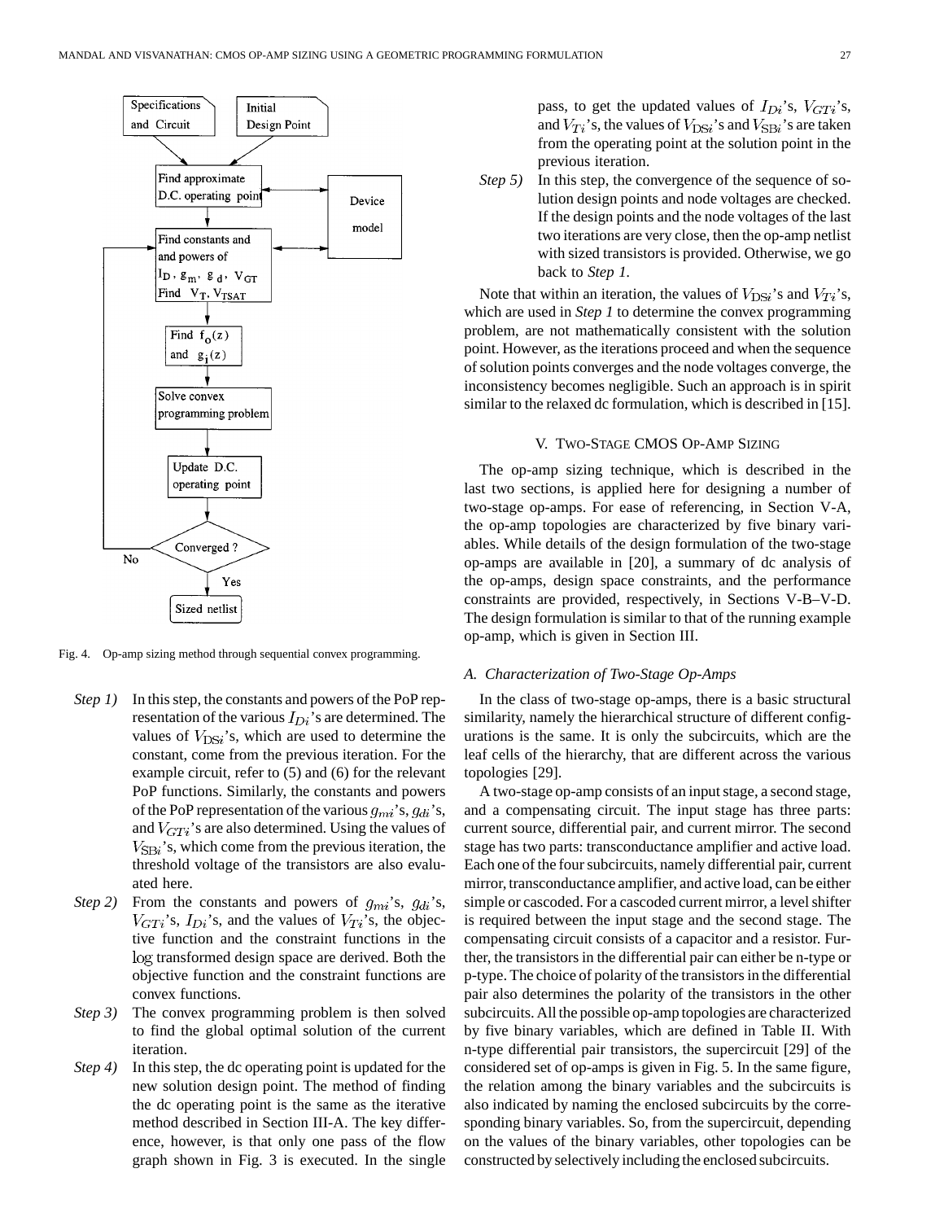Fig. 4. Op-amp sizing method through sequential convex programming.

*Step 1)* In this step, the constants and powers of the PoP representation of the various $I_{Di}$'s are determined. The values of $V_{DSi}$'s, which are used to determine the constant, come from the previous iteration. For the example circuit, refer to (5) and (6) for the relevant PoP functions. Similarly, the constants and powers of the PoP representation of the various $g_{mi}$'s, $g_{di}$'s, and $V_{GTi}$'s are also determined. Using the values of $V_{SBi}$'s, which come from the previous iteration, the threshold voltage of the transistors are also evaluated here.

*Step 2)* From the constants and powers of $g_{mi}$'s, $g_{di}$'s, $V_{GTi}$'s, $I_{Di}$'s, and the values of $V_{Ti}$'s, the objective function and the constraint functions in the $\log$ transformed design space are derived. Both the objective function and the constraint functions are convex functions.

*Step 3)* The convex programming problem is then solved to find the global optimal solution of the current iteration.

*Step 4)* In this step, the dc operating point is updated for the new solution design point. The method of finding the dc operating point is the same as the iterative method described in Section III-A. The key difference, however, is that only one pass of the flow graph shown in Fig. 3 is executed. In the single pass, to get the updated values of $I_{Di}$'s, $V_{GTi}$'s, and $V_{Ti}$'s, the values of $V_{DSi}$'s and $V_{SBi}$'s are taken from the operating point at the solution point in the previous iteration.

*Step 5)* In this step, the convergence of the sequence of solution design points and node voltages are checked. If the design points and the node voltages of the last two iterations are very close, then the op-amp netlist with sized transistors is provided. Otherwise, we go back to *Step 1*.

Note that within an iteration, the values of $V_{DSi}$'s and $V_{Ti}$'s, which are used in *Step 1* to determine the convex programming problem, are not mathematically consistent with the solution point. However, as the iterations proceed and when the sequence of solution points converges and the node voltages converge, the inconsistency becomes negligible. Such an approach is in spirit similar to the relaxed dc formulation, which is described in [15].

## V. Two-Stage CMOS Op-Amp Sizing

The op-amp sizing technique, which is described in the last two sections, is applied here for designing a number of two-stage op-amps. For ease of referencing, in Section V-A, the op-amp topologies are characterized by five binary variables. While details of the design formulation of the two-stage op-amps are available in [20], a summary of dc analysis of the op-amps, design space constraints, and the performance constraints are provided, respectively, in Sections V-B–V-D. The design formulation is similar to that of the running example op-amp, which is given in Section III.

### A. Characterization of Two-Stage Op-Amps

In the class of two-stage op-amps, there is a basic structural similarity, namely the hierarchical structure of different configurations is the same. It is only the subcircuits, which are the leaf cells of the hierarchy, that are different across the various topologies [29].

A two-stage op-amp consists of an input stage, a second stage, and a compensating circuit. The input stage has three parts: current source, differential pair, and current mirror. The second stage has two parts: transconductance amplifier and active load. Each one of the four subcircuits, namely differential pair, current mirror, transconductance amplifier, and active load, can be either simple or cascoded. For a cascoded current mirror, a level shifter is required between the input stage and the second stage. The compensating circuit consists of a capacitor and a resistor. Further, the transistors in the differential pair can either be n-type or p-type. The choice of polarity of the transistors in the differential pair also determines the polarity of the transistors in the other subcircuits. All the possible op-amp topologies are characterized by five binary variables, which are defined in Table II. With n-type differential pair transistors, the supercircuit [29] of the considered set of op-amps is given in Fig. 5. In the same figure, the relation among the binary variables and the subcircuits is also indicated by naming the enclosed subcircuits by the corresponding binary variables. So, from the supercircuit, depending on the values of the binary variables, other topologies can be constructed by selectively including the enclosed subcircuits.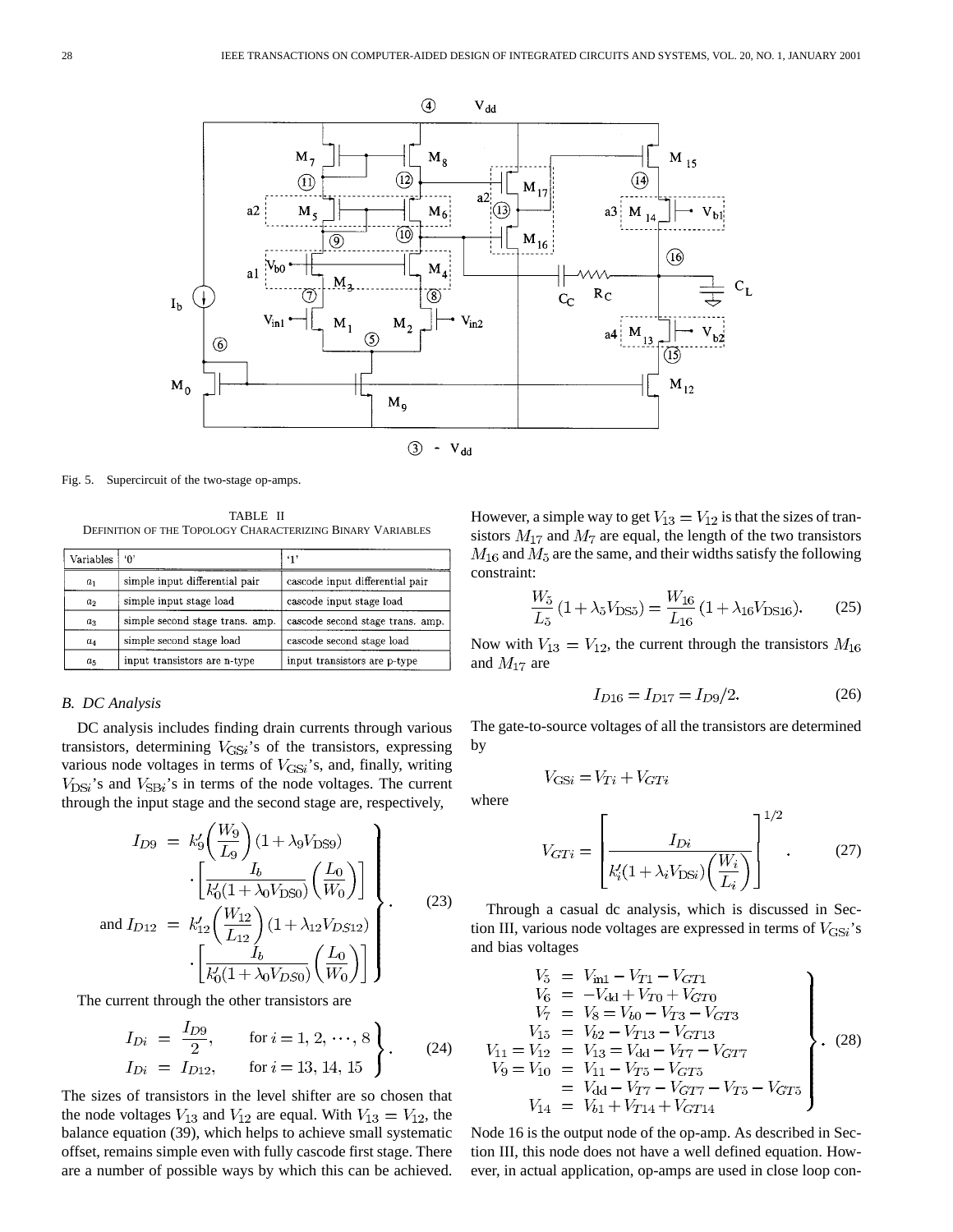Fig. 5. Supercircuit of the two-stage op-amps.

TABLE II
DEFINITION OF THE TOPOLOGY CHARACTERIZING BINARY VARIABLES

| Variables | '0' | '1' |
|---|---|---|
| $a_1$ | simple input differential pair | cascode input differential pair |
| $a_2$ | simple input stage load | cascode input stage load |
| $a_3$ | simple second stage trans. amp. | cascode second stage trans. amp. |
| $a_4$ | simple second stage load | cascode second stage load |
| $a_5$ | input transistors are n-type | input transistors are p-type |

### B. DC Analysis

DC analysis includes finding drain currents through various transistors, determining $V_{GSi}$'s of the transistors, expressing various node voltages in terms of $V_{GSi}$'s, and, finally, writing $V_{DSi}$'s and $V_{SBi}$'s in terms of the node voltages. The current through the input stage and the second stage are, respectively,

$$\left.\begin{aligned} I_{D9} &= k'_9\left(\frac{W_9}{L_9}\right)(1+\lambda_9 V_{DS9}) \\ &\quad\cdot\left[\frac{I_b}{k'_0(1+\lambda_0 V_{DS0})}\left(\frac{L_0}{W_0}\right)\right] \\ \text{and } I_{D12} &= k'_{12}\left(\frac{W_{12}}{L_{12}}\right)(1+\lambda_{12} V_{DS12}) \\ &\quad\cdot\left[\frac{I_b}{k'_0(1+\lambda_0 V_{DS0})}\left(\frac{L_0}{W_0}\right)\right] \end{aligned}\right\}. \tag{23}$$

The current through the other transistors are

$$\left.\begin{aligned} I_{Di} &= \frac{I_{D9}}{2}, \qquad \text{for } i = 1, 2, \cdots, 8 \\ I_{Di} &= I_{D12}, \qquad \text{for } i = 13, 14, 15 \end{aligned}\right\}. \tag{24}$$

The sizes of transistors in the level shifter are so chosen that the node voltages $V_{13}$ and $V_{12}$ are equal. With $V_{13} = V_{12}$, the balance equation (39), which helps to achieve small systematic offset, remains simple even with fully cascode first stage. There are a number of possible ways by which this can be achieved. However, a simple way to get $V_{13} = V_{12}$ is that the sizes of transistors $M_{17}$ and $M_7$ are equal, the length of the two transistors $M_{16}$ and $M_5$ are the same, and their widths satisfy the following constraint:

$$\frac{W_5}{L_5}(1+\lambda_5 V_{DS5}) = \frac{W_{16}}{L_{16}}(1+\lambda_{16} V_{DS16}). \tag{25}$$

Now with $V_{13} = V_{12}$, the current through the transistors $M_{16}$ and $M_{17}$ are

$$I_{D16} = I_{D17} = I_{D9}/2. \tag{26}$$

The gate-to-source voltages of all the transistors are determined by

$$V_{GSi} = V_{Ti} + V_{GTi}$$

where

$$V_{GTi} = \left[\frac{I_{Di}}{k'_i(1+\lambda_i V_{DSi})\left(\frac{W_i}{L_i}\right)}\right]^{1/2}. \tag{27}$$

Through a casual dc analysis, which is discussed in Section III, various node voltages are expressed in terms of $V_{GSi}$'s and bias voltages

$$\left.\begin{aligned} V_5 &= V_{\text{in1}} - V_{T1} - V_{GT1} \\ V_6 &= -V_{\text{dd}} + V_{T0} + V_{GT0} \\ V_7 &= V_8 = V_{b0} - V_{T3} - V_{GT3} \\ V_{15} &= V_{b2} - V_{T13} - V_{GT13} \\ V_{11} = V_{12} &= V_{13} = V_{\text{dd}} - V_{T7} - V_{GT7} \\ V_9 = V_{10} &= V_{11} - V_{T5} - V_{GT5} \\ &= V_{\text{dd}} - V_{T7} - V_{GT7} - V_{T5} - V_{GT5} \\ V_{14} &= V_{b1} + V_{T14} + V_{GT14} \end{aligned}\right\}. \tag{28}$$

Node 16 is the output node of the op-amp. As described in Section III, this node does not have a well defined equation. However, in actual application, op-amps are used in close loop con-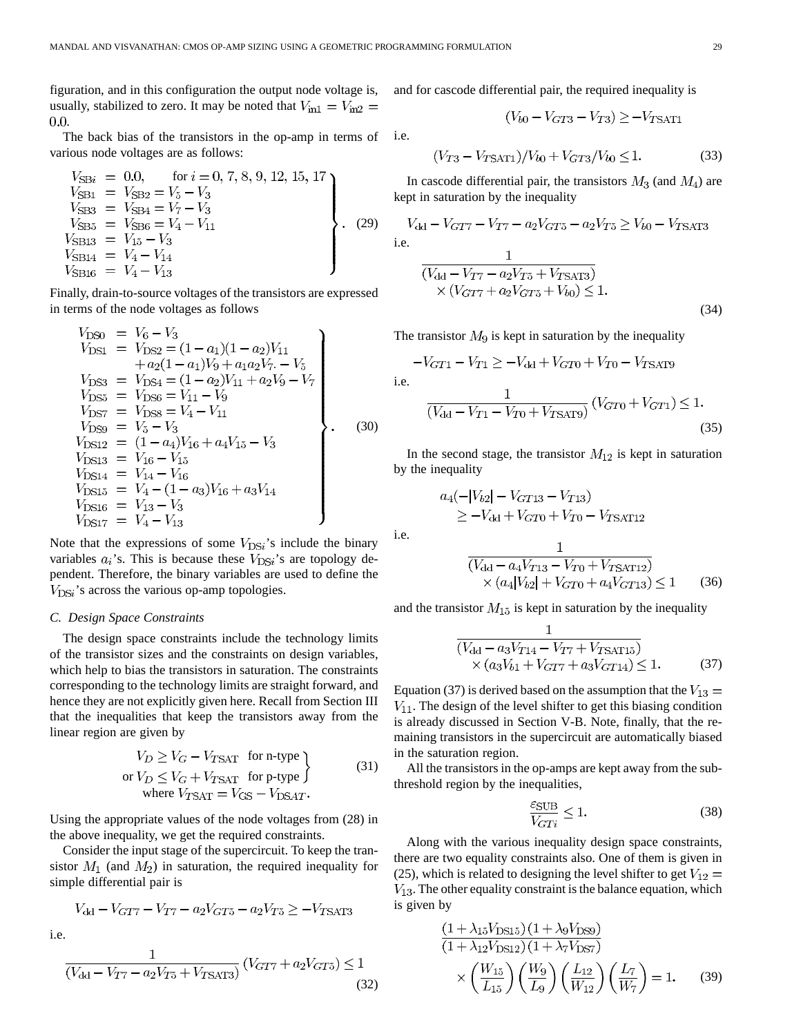figuration, and in this configuration the output node voltage is, usually, stabilized to zero. It may be noted that $V_{\rm in1} = V_{\rm in2} = 0.0$.

The back bias of the transistors in the op-amp in terms of various node voltages are as follows:

$$\left.\begin{aligned}
V_{\rm SB\mathit{i}} &= 0.0, \qquad \text{for } i = 0, 7, 8, 9, 12, 15, 17\\
V_{\rm SB1} &= V_{\rm SB2} = V_5 - V_3\\
V_{\rm SB3} &= V_{\rm SB4} = V_7 - V_3\\
V_{\rm SB5} &= V_{\rm SB6} = V_4 - V_{11}\\
V_{\rm SB13} &= V_{15} - V_3\\
V_{\rm SB14} &= V_4 - V_{14}\\
V_{\rm SB16} &= V_4 - V_{13}
\end{aligned}\right\}. \quad (29)$$

Finally, drain-to-source voltages of the transistors are expressed in terms of the node voltages as follows

$$\left.\begin{aligned}
V_{\rm DS0} &= V_6 - V_3\\
V_{\rm DS1} &= V_{\rm DS2} = (1-a_1)(1-a_2)V_{11}\\
&\quad + a_2(1-a_1)V_9 + a_1 a_2 V_7 - V_5\\
V_{\rm DS3} &= V_{\rm DS4} = (1-a_2)V_{11} + a_2 V_9 - V_7\\
V_{\rm DS5} &= V_{\rm DS6} = V_{11} - V_9\\
V_{\rm DS7} &= V_{\rm DS8} = V_4 - V_{11}\\
V_{\rm DS9} &= V_5 - V_3\\
V_{\rm DS12} &= (1-a_4)V_{16} + a_4 V_{15} - V_3\\
V_{\rm DS13} &= V_{16} - V_{15}\\
V_{\rm DS14} &= V_{14} - V_{16}\\
V_{\rm DS15} &= V_4 - (1-a_3)V_{16} + a_3 V_{14}\\
V_{\rm DS16} &= V_{13} - V_3\\
V_{\rm DS17} &= V_4 - V_{13}
\end{aligned}\right\}. \quad (30)$$

Note that the expressions of some $V_{\rm DS\mathit{i}}$'s include the binary variables $a_i$'s. This is because these $V_{\rm DS\mathit{i}}$'s are topology dependent. Therefore, the binary variables are used to define the $V_{\rm DS\mathit{i}}$'s across the various op-amp topologies.

### C. Design Space Constraints

The design space constraints include the technology limits of the transistor sizes and the constraints on design variables, which help to bias the transistors in saturation. The constraints corresponding to the technology limits are straight forward, and hence they are not explicitly given here. Recall from Section III that the inequalities that keep the transistors away from the linear region are given by

$$\left.\begin{aligned}
V_D &\geq V_G - V_{T\rm SAT} \quad \text{for n-type}\\
\text{or } V_D &\leq V_G + V_{T\rm SAT} \quad \text{for p-type}
\end{aligned}\right\} \quad (31)$$
$$\text{where } V_{T\rm SAT} = V_{\rm GS} - V_{\rm DSAT}.$$

Using the appropriate values of the node voltages from (28) in the above inequality, we get the required constraints.

Consider the input stage of the supercircuit. To keep the transistor $M_1$ (and $M_2$) in saturation, the required inequality for simple differential pair is

$$V_{\rm dd} - V_{GT7} - V_{T7} - a_2 V_{GT5} - a_2 V_{T5} \geq -V_{T\rm SAT3}$$

i.e.

$$\frac{1}{(V_{\rm dd} - V_{T7} - a_2 V_{T5} + V_{T\rm SAT3})}(V_{GT7} + a_2 V_{GT5}) \leq 1 \quad (32)$$

and for cascode differential pair, the required inequality is

$$(V_{b0} - V_{GT3} - V_{T3}) \geq -V_{T\rm SAT1}$$

i.e.

$$(V_{T3} - V_{T\rm SAT1})/V_{b0} + V_{GT3}/V_{b0} \leq 1. \quad (33)$$

In cascode differential pair, the transistors $M_3$ (and $M_4$) are kept in saturation by the inequality

$$V_{\rm dd} - V_{GT7} - V_{T7} - a_2 V_{GT5} - a_2 V_{T5} \geq V_{b0} - V_{T\rm SAT3}$$

i.e.

$$\frac{1}{(V_{\rm dd} - V_{T7} - a_2 V_{T5} + V_{T\rm SAT3})} \times (V_{GT7} + a_2 V_{GT5} + V_{b0}) \leq 1. \quad (34)$$

The transistor $M_9$ is kept in saturation by the inequality

$$-V_{GT1} - V_{T1} \geq -V_{\rm dd} + V_{GT0} + V_{T0} - V_{T\rm SAT9}$$

i.e.

$$\frac{1}{(V_{\rm dd} - V_{T1} - V_{T0} + V_{T\rm SAT9})}(V_{GT0} + V_{GT1}) \leq 1. \quad (35)$$

In the second stage, the transistor $M_{12}$ is kept in saturation by the inequality

$$a_4(-|V_{b2}| - V_{GT13} - V_{T13}) \geq -V_{\rm dd} + V_{GT0} + V_{T0} - V_{T\rm SAT12}$$

i.e.

$$\frac{1}{(V_{\rm dd} - a_4 V_{T13} - V_{T0} + V_{T\rm SAT12})} \times (a_4|V_{b2}| + V_{GT0} + a_4 V_{GT13}) \leq 1 \quad (36)$$

and the transistor $M_{15}$ is kept in saturation by the inequality

$$\frac{1}{(V_{\rm dd} - a_3 V_{T14} - V_{T7} + V_{T\rm SAT15})} \times (a_3 V_{b1} + V_{GT7} + a_3 V_{GT14}) \leq 1. \quad (37)$$

Equation (37) is derived based on the assumption that the $V_{13} = V_{11}$. The design of the level shifter to get this biasing condition is already discussed in Section V-B. Note, finally, that the remaining transistors in the supercircuit are automatically biased in the saturation region.

All the transistors in the op-amps are kept away from the subthreshold region by the inequalities,

$$\frac{\varepsilon_{\rm SUB}}{V_{GTi}} \leq 1. \quad (38)$$

Along with the various inequality design space constraints, there are two equality constraints also. One of them is given in (25), which is related to designing the level shifter to get $V_{12} = V_{13}$. The other equality constraint is the balance equation, which is given by

$$\frac{(1+\lambda_{15}V_{\rm DS15})(1+\lambda_9 V_{\rm DS9})}{(1+\lambda_{12}V_{\rm DS12})(1+\lambda_7 V_{\rm DS7})} \times \left(\frac{W_{15}}{L_{15}}\right)\left(\frac{W_9}{L_9}\right)\left(\frac{L_{12}}{W_{12}}\right)\left(\frac{L_7}{W_7}\right) = 1. \quad (39)$$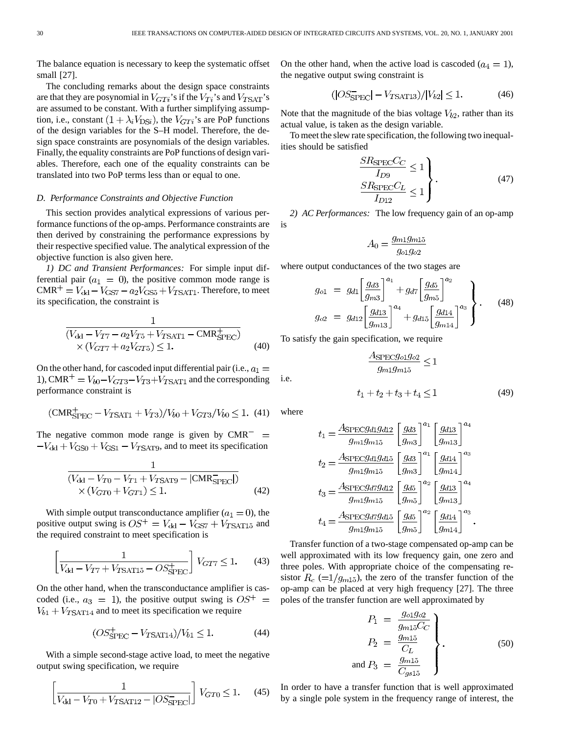The balance equation is necessary to keep the systematic offset small [27].

The concluding remarks about the design space constraints are that they are posynomial in $V_{GTi}$'s if the $V_{Ti}$'s and $V_{TSAT}$'s are assumed to be constant. With a further simplifying assumption, i.e., constant $(1+\lambda_i V_{DSi})$, the $V_{GTi}$'s are PoP functions of the design variables for the S–H model. Therefore, the design space constraints are posynomials of the design variables. Finally, the equality constraints are PoP functions of design variables. Therefore, each one of the equality constraints can be translated into two PoP terms less than or equal to one.

### D. Performance Constraints and Objective Function

This section provides analytical expressions of various performance functions of the op-amps. Performance constraints are then derived by constraining the performance expressions by their respective specified value. The analytical expression of the objective function is also given here.

*1) DC and Transient Performances:* For simple input differential pair ($a_1 = 0$), the positive common mode range is $\text{CMR}^+ = V_{dd} - V_{GS7} - a_2 V_{GS5} + V_{TSAT1}$. Therefore, to meet its specification, the constraint is

$$\frac{1}{(V_{dd} - V_{T7} - a_2 V_{T5} + V_{TSAT1} - \text{CMR}^+_{\text{SPEC}})} \times (V_{GT7} + a_2 V_{GT5}) \leq 1. \tag{40}$$

On the other hand, for cascoded input differential pair (i.e., $a_1 = 1$), $\text{CMR}^+ = V_{b0} - V_{GT3} - V_{T3} + V_{TSAT1}$ and the corresponding performance constraint is

$$(\text{CMR}^+_{\text{SPEC}} - V_{TSAT1} + V_{T3})/V_{b0} + V_{GT3}/V_{b0} \leq 1. \tag{41}$$

The negative common mode range is given by $\text{CMR}^- = -V_{dd} + V_{GS0} + V_{GS1} - V_{TSAT9}$, and to meet its specification

$$\frac{1}{(V_{dd} - V_{T0} - V_{T1} + V_{TSAT9} - |\text{CMR}^-_{\text{SPEC}}|)} \times (V_{GT0} + V_{GT1}) \leq 1. \tag{42}$$

With simple output transconductance amplifier ($a_1 = 0$), the positive output swing is $OS^+ = V_{dd} - V_{GS7} + V_{TSAT15}$ and the required constraint to meet specification is

$$\left[\frac{1}{V_{dd} - V_{T7} + V_{TSAT15} - OS^+_{\text{SPEC}}}\right] V_{GT7} \leq 1. \tag{43}$$

On the other hand, when the transconductance amplifier is cascoded (i.e., $a_3 = 1$), the positive output swing is $OS^+ = V_{b1} + V_{TSAT14}$ and to meet its specification we require

$$(OS^+_{\text{SPEC}} - V_{TSAT14})/V_{b1} \leq 1. \tag{44}$$

With a simple second-stage active load, to meet the negative output swing specification, we require

$$\left[\frac{1}{V_{dd} - V_{T0} + V_{TSAT12} - |OS^-_{\text{SPEC}}|}\right] V_{GT0} \leq 1. \tag{45}$$

On the other hand, when the active load is cascoded ($a_4 = 1$), the negative output swing constraint is

$$(|OS^-_{\text{SPEC}}| - V_{TSAT13})/|V_{b2}| \leq 1. \tag{46}$$

Note that the magnitude of the bias voltage $V_{b2}$, rather than its actual value, is taken as the design variable.

To meet the slew rate specification, the following two inequalities should be satisfied

$$\left.\begin{aligned} \frac{SR_{\text{SPEC}} C_C}{I_{D9}} &\leq 1 \\ \frac{SR_{\text{SPEC}} C_L}{I_{D12}} &\leq 1 \end{aligned}\right\}. \tag{47}$$

*2) AC Performances:* The low frequency gain of an op-amp is

$$A_0 = \frac{g_{m1} g_{m15}}{g_{o1} g_{o2}}$$

where output conductances of the two stages are

$$\left.\begin{aligned} g_{o1} &= g_{d1}\left[\frac{g_{d3}}{g_{m3}}\right]^{a_1} + g_{d7}\left[\frac{g_{d5}}{g_{m5}}\right]^{a_2} \\ g_{o2} &= g_{d12}\left[\frac{g_{d13}}{g_{m13}}\right]^{a_4} + g_{d15}\left[\frac{g_{d14}}{g_{m14}}\right]^{a_3} \end{aligned}\right\}. \tag{48}$$

To satisfy the gain specification, we require

$$\frac{A_{\text{SPEC}} g_{o1} g_{o2}}{g_{m1} g_{m15}} \leq 1$$

i.e.

$$t_1 + t_2 + t_3 + t_4 \leq 1 \tag{49}$$

where

$$\begin{aligned} t_1 &= \frac{A_{\text{SPEC}} g_{d1} g_{d12}}{g_{m1} g_{m15}}\left[\frac{g_{d3}}{g_{m3}}\right]^{a_1}\left[\frac{g_{d13}}{g_{m13}}\right]^{a_4} \\ t_2 &= \frac{A_{\text{SPEC}} g_{d1} g_{d15}}{g_{m1} g_{m15}}\left[\frac{g_{d3}}{g_{m3}}\right]^{a_1}\left[\frac{g_{d14}}{g_{m14}}\right]^{a_3} \\ t_3 &= \frac{A_{\text{SPEC}} g_{d7} g_{d12}}{g_{m1} g_{m15}}\left[\frac{g_{d5}}{g_{m5}}\right]^{a_2}\left[\frac{g_{d13}}{g_{m13}}\right]^{a_4} \\ t_4 &= \frac{A_{\text{SPEC}} g_{d7} g_{d15}}{g_{m1} g_{m15}}\left[\frac{g_{d5}}{g_{m5}}\right]^{a_2}\left[\frac{g_{d14}}{g_{m14}}\right]^{a_3}. \end{aligned}$$

Transfer function of a two-stage compensated op-amp can be well approximated with its low frequency gain, one zero and three poles. With appropriate choice of the compensating resistor $R_c$ $(=1/g_{m15})$, the zero of the transfer function of the op-amp can be placed at very high frequency [27]. The three poles of the transfer function are well approximated by

$$\left.\begin{aligned} P_1 &= \frac{g_{o1} g_{o2}}{g_{m15} C_C} \\ P_2 &= \frac{g_{m15}}{C_L} \\ \text{and } P_3 &= \frac{g_{m15}}{C_{gs15}} \end{aligned}\right\}. \tag{50}$$

In order to have a transfer function that is well approximated by a single pole system in the frequency range of interest, the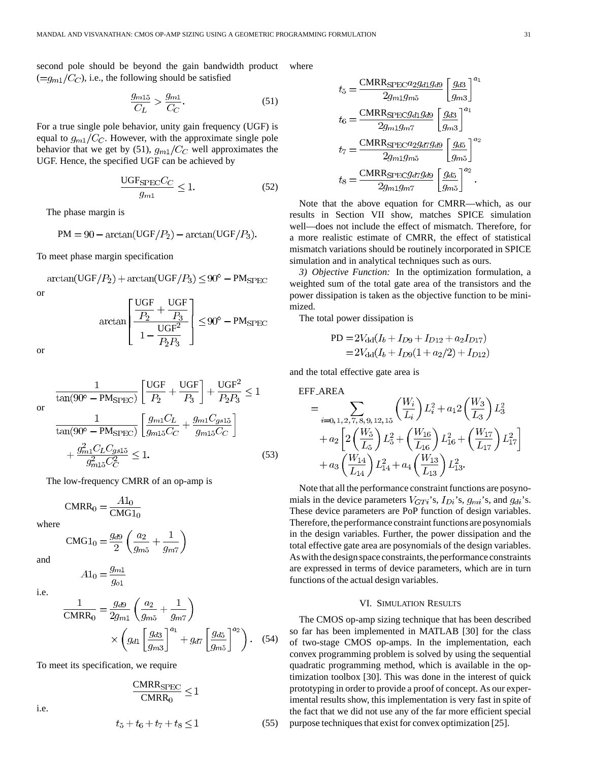second pole should be beyond the gain bandwidth product ($=g_{m1}/C_C$), i.e., the following should be satisfied

$$\frac{g_{m15}}{C_L} > \frac{g_{m1}}{C_C}. \tag{51}$$

For a true single pole behavior, unity gain frequency (UGF) is equal to $g_{m1}/C_C$. However, with the approximate single pole behavior that we get by (51), $g_{m1}/C_C$ well approximates the UGF. Hence, the specified UGF can be achieved by

$$\frac{\text{UGF}_{\text{SPEC}} C_C}{g_{m1}} \le 1. \tag{52}$$

The phase margin is

$$\text{PM} = 90 - \arctan(\text{UGF}/P_2) - \arctan(\text{UGF}/P_3).$$

To meet phase margin specification

$$\arctan(\text{UGF}/P_2) + \arctan(\text{UGF}/P_3) \le 90^\circ - \text{PM}_{\text{SPEC}}$$

or

$$\arctan\left[\frac{\dfrac{\text{UGF}}{P_2} + \dfrac{\text{UGF}}{P_3}}{1 - \dfrac{\text{UGF}^2}{P_2 P_3}}\right] \le 90^\circ - \text{PM}_{\text{SPEC}}$$

or

$$\frac{1}{\tan(90^\circ - \text{PM}_{\text{SPEC}})}\left[\frac{\text{UGF}}{P_2} + \frac{\text{UGF}}{P_3}\right] + \frac{\text{UGF}^2}{P_2 P_3} \le 1$$

or

$$\frac{1}{\tan(90^\circ - \text{PM}_{\text{SPEC}})}\left[\frac{g_{m1} C_L}{g_{m15} C_C} + \frac{g_{m1} C_{gs15}}{g_{m15} C_C}\right] + \frac{g_{m1}^2 C_L C_{gs15}}{g_{m15}^2 C_C^2} \le 1. \tag{53}$$

The low-frequency CMRR of an op-amp is

$$\text{CMRR}_0 = \frac{A1_0}{\text{CMG1}_0}$$

where

$$\text{CMG1}_0 = \frac{g_{d9}}{2}\left(\frac{a_2}{g_{m5}} + \frac{1}{g_{m7}}\right)$$

and

$$A1_0 = \frac{g_{m1}}{g_{o1}}$$

i.e.

$$\frac{1}{\text{CMRR}_0} = \frac{g_{d9}}{2 g_{m1}}\left(\frac{a_2}{g_{m5}} + \frac{1}{g_{m7}}\right) \times \left(g_{d1}\left[\frac{g_{d3}}{g_{m3}}\right]^{a_1} + g_{d7}\left[\frac{g_{d5}}{g_{m5}}\right]^{a_2}\right). \tag{54}$$

To meet its specification, we require

$$\frac{\text{CMRR}_{\text{SPEC}}}{\text{CMRR}_0} \le 1$$

i.e.

$$t_5 + t_6 + t_7 + t_8 \le 1 \tag{55}$$

where

$$t_5 = \frac{\text{CMRR}_{\text{SPEC}} a_2 g_{d1} g_{d9}}{2 g_{m1} g_{m5}}\left[\frac{g_{d3}}{g_{m3}}\right]^{a_1}$$

$$t_6 = \frac{\text{CMRR}_{\text{SPEC}} g_{d1} g_{d9}}{2 g_{m1} g_{m7}}\left[\frac{g_{d3}}{g_{m3}}\right]^{a_1}$$

$$t_7 = \frac{\text{CMRR}_{\text{SPEC}} a_2 g_{d7} g_{d9}}{2 g_{m1} g_{m5}}\left[\frac{g_{d5}}{g_{m5}}\right]^{a_2}$$

$$t_8 = \frac{\text{CMRR}_{\text{SPEC}} g_{d7} g_{d9}}{2 g_{m1} g_{m7}}\left[\frac{g_{d5}}{g_{m5}}\right]^{a_2}.$$

Note that the above equation for CMRR—which, as our results in Section VII show, matches SPICE simulation well—does not include the effect of mismatch. Therefore, for a more realistic estimate of CMRR, the effect of statistical mismatch variations should be routinely incorporated in SPICE simulation and in analytical techniques such as ours.

*3) Objective Function:* In the optimization formulation, a weighted sum of the total gate area of the transistors and the power dissipation is taken as the objective function to be minimized.

The total power dissipation is

$$\begin{aligned}\text{PD} &= 2V_{\text{dd}}(I_b + I_{D9} + I_{D12} + a_2 I_{D17}) \\ &= 2V_{\text{dd}}(I_b + I_{D9}(1 + a_2/2) + I_{D12})\end{aligned}$$

and the total effective gate area is

$$\begin{aligned}&\text{EFF\_AREA} \\ &= \sum_{i=0,1,2,7,8,9,12,15}\left(\frac{W_i}{L_i}\right)L_i^2 + a_1 2\left(\frac{W_3}{L_3}\right)L_3^2 \\ &\quad + a_2\left[2\left(\frac{W_5}{L_5}\right)L_5^2 + \left(\frac{W_{16}}{L_{16}}\right)L_{16}^2 + \left(\frac{W_{17}}{L_{17}}\right)L_{17}^2\right] \\ &\quad + a_3\left(\frac{W_{14}}{L_{14}}\right)L_{14}^2 + a_4\left(\frac{W_{13}}{L_{13}}\right)L_{13}^2.\end{aligned}$$

Note that all the performance constraint functions are posynomials in the device parameters $V_{GTi}$'s, $I_{Di}$'s, $g_{mi}$'s, and $g_{di}$'s. These device parameters are PoP function of design variables. Therefore, the performance constraint functions are posynomials in the design variables. Further, the power dissipation and the total effective gate area are posynomials of the design variables. As with the design space constraints, the performance constraints are expressed in terms of device parameters, which are in turn functions of the actual design variables.

## VI. Simulation Results

The CMOS op-amp sizing technique that has been described so far has been implemented in MATLAB [30] for the class of two-stage CMOS op-amps. In the implementation, each convex programming problem is solved by using the sequential quadratic programming method, which is available in the optimization toolbox [30]. This was done in the interest of quick prototyping in order to provide a proof of concept. As our experimental results show, this implementation is very fast in spite of the fact that we did not use any of the far more efficient special purpose techniques that exist for convex optimization [25].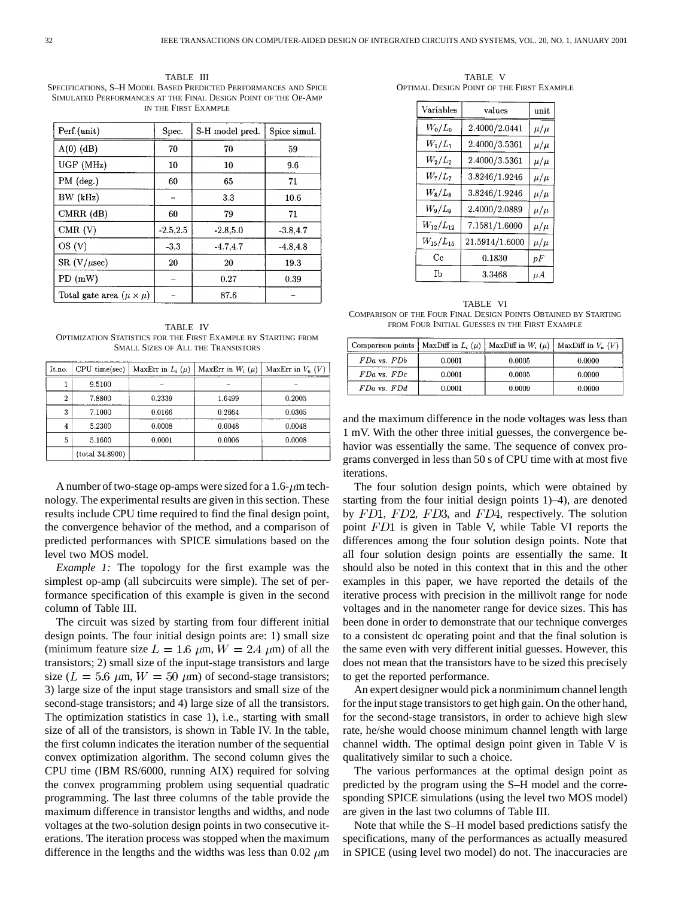TABLE III
SPECIFICATIONS, S–H MODEL BASED PREDICTED PERFORMANCES AND SPICE SIMULATED PERFORMANCES AT THE FINAL DESIGN POINT OF THE OP-AMP IN THE FIRST EXAMPLE

| Perf.(unit) | Spec. | S-H model pred. | Spice simul. |
|---|---|---|---|
| A(0) (dB) | 70 | 70 | 59 |
| UGF (MHz) | 10 | 10 | 9.6 |
| PM (deg.) | 60 | 65 | 71 |
| BW (kHz) | – | 3.3 | 10.6 |
| CMRR (dB) | 60 | 79 | 71 |
| CMR (V) | -2.5,2.5 | -2.8,5.0 | -3.8,4.7 |
| OS (V) | -3,3 | -4.7,4.7 | -4.8,4.8 |
| SR (V/$\mu$sec) | 20 | 20 | 19.3 |
| PD (mW) | – | 0.27 | 0.39 |
| Total gate area ($\mu \times \mu$) | – | 87.6 | – |

TABLE IV
OPTIMIZATION STATISTICS FOR THE FIRST EXAMPLE BY STARTING FROM SMALL SIZES OF ALL THE TRANSISTORS

| It.no. | CPU time(sec) | MaxErr in $L_i$ ($\mu$) | MaxErr in $W_i$ ($\mu$) | MaxErr in $V_n$ ($V$) |
|---|---|---|---|---|
| 1 | 9.5100 | – | – | – |
| 2 | 7.8800 | 0.2339 | 1.6499 | 0.2005 |
| 3 | 7.1000 | 0.0166 | 0.2664 | 0.0305 |
| 4 | 5.2300 | 0.0008 | 0.0048 | 0.0048 |
| 5 | 5.1600 | 0.0001 | 0.0006 | 0.0008 |
| | (total 34.8900) | | | |

A number of two-stage op-amps were sized for a 1.6-$\mu$m technology. The experimental results are given in this section. These results include CPU time required to find the final design point, the convergence behavior of the method, and a comparison of predicted performances with SPICE simulations based on the level two MOS model.

*Example 1:* The topology for the first example was the simplest op-amp (all subcircuits were simple). The set of performance specification of this example is given in the second column of Table III.

The circuit was sized by starting from four different initial design points. The four initial design points are: 1) small size (minimum feature size $L = 1.6$ $\mu$m, $W = 2.4$ $\mu$m) of all the transistors; 2) small size of the input-stage transistors and large size ($L = 5.6$ $\mu$m, $W = 50$ $\mu$m) of second-stage transistors; 3) large size of the input stage transistors and small size of the second-stage transistors; and 4) large size of all the transistors. The optimization statistics in case 1), i.e., starting with small size of all of the transistors, is shown in Table IV. In the table, the first column indicates the iteration number of the sequential convex optimization algorithm. The second column gives the CPU time (IBM RS/6000, running AIX) required for solving the convex programming problem using sequential quadratic programming. The last three columns of the table provide the maximum difference in transistor lengths and widths, and node voltages at the two-solution design points in two consecutive iterations. The iteration process was stopped when the maximum difference in the lengths and the widths was less than 0.02 $\mu$m and the maximum difference in the node voltages was less than 1 mV. With the other three initial guesses, the convergence behavior was essentially the same. The sequence of convex programs converged in less than 50 s of CPU time with at most five iterations.

TABLE V
OPTIMAL DESIGN POINT OF THE FIRST EXAMPLE

| Variables | values | unit |
|---|---|---|
| $W_0/L_0$ | 2.4000/2.0441 | $\mu/\mu$ |
| $W_1/L_1$ | 2.4000/3.5361 | $\mu/\mu$ |
| $W_2/L_2$ | 2.4000/3.5361 | $\mu/\mu$ |
| $W_7/L_7$ | 3.8246/1.9246 | $\mu/\mu$ |
| $W_8/L_8$ | 3.8246/1.9246 | $\mu/\mu$ |
| $W_9/L_9$ | 2.4000/2.0889 | $\mu/\mu$ |
| $W_{12}/L_{12}$ | 7.1581/1.6000 | $\mu/\mu$ |
| $W_{15}/L_{15}$ | 21.5914/1.6000 | $\mu/\mu$ |
| Cc | 0.1830 | $pF$ |
| Ib | 3.3468 | $\mu A$ |

TABLE VI
COMPARISON OF THE FOUR FINAL DESIGN POINTS OBTAINED BY STARTING FROM FOUR INITIAL GUESSES IN THE FIRST EXAMPLE

| Comparison points | MaxDiff in $L_i$ ($\mu$) | MaxDiff in $W_i$ ($\mu$) | MaxDiff in $V_n$ ($V$) |
|---|---|---|---|
| $FDa$ vs. $FDb$ | 0.0001 | 0.0005 | 0.0000 |
| $FDa$ vs. $FDc$ | 0.0001 | 0.0005 | 0.0000 |
| $FDa$ vs. $FDd$ | 0.0001 | 0.0009 | 0.0000 |

The four solution design points, which were obtained by starting from the four initial design points 1)–4), are denoted by $FD1$, $FD2$, $FD3$, and $FD4$, respectively. The solution point $FD1$ is given in Table V, while Table VI reports the differences among the four solution design points. Note that all four solution design points are essentially the same. It should also be noted in this context that in this and the other examples in this paper, we have reported the details of the iterative process with precision in the millivolt range for node voltages and in the nanometer range for device sizes. This has been done in order to demonstrate that our technique converges to a consistent dc operating point and that the final solution is the same even with very different initial guesses. However, this does not mean that the transistors have to be sized this precisely to get the reported performance.

An expert designer would pick a nonminimum channel length for the input stage transistors to get high gain. On the other hand, for the second-stage transistors, in order to achieve high slew rate, he/she would choose minimum channel length with large channel width. The optimal design point given in Table V is qualitatively similar to such a choice.

The various performances at the optimal design point as predicted by the program using the S–H model and the corresponding SPICE simulations (using the level two MOS model) are given in the last two columns of Table III.

Note that while the S–H model based predictions satisfy the specifications, many of the performances as actually measured in SPICE (using level two model) do not. The inaccuracies are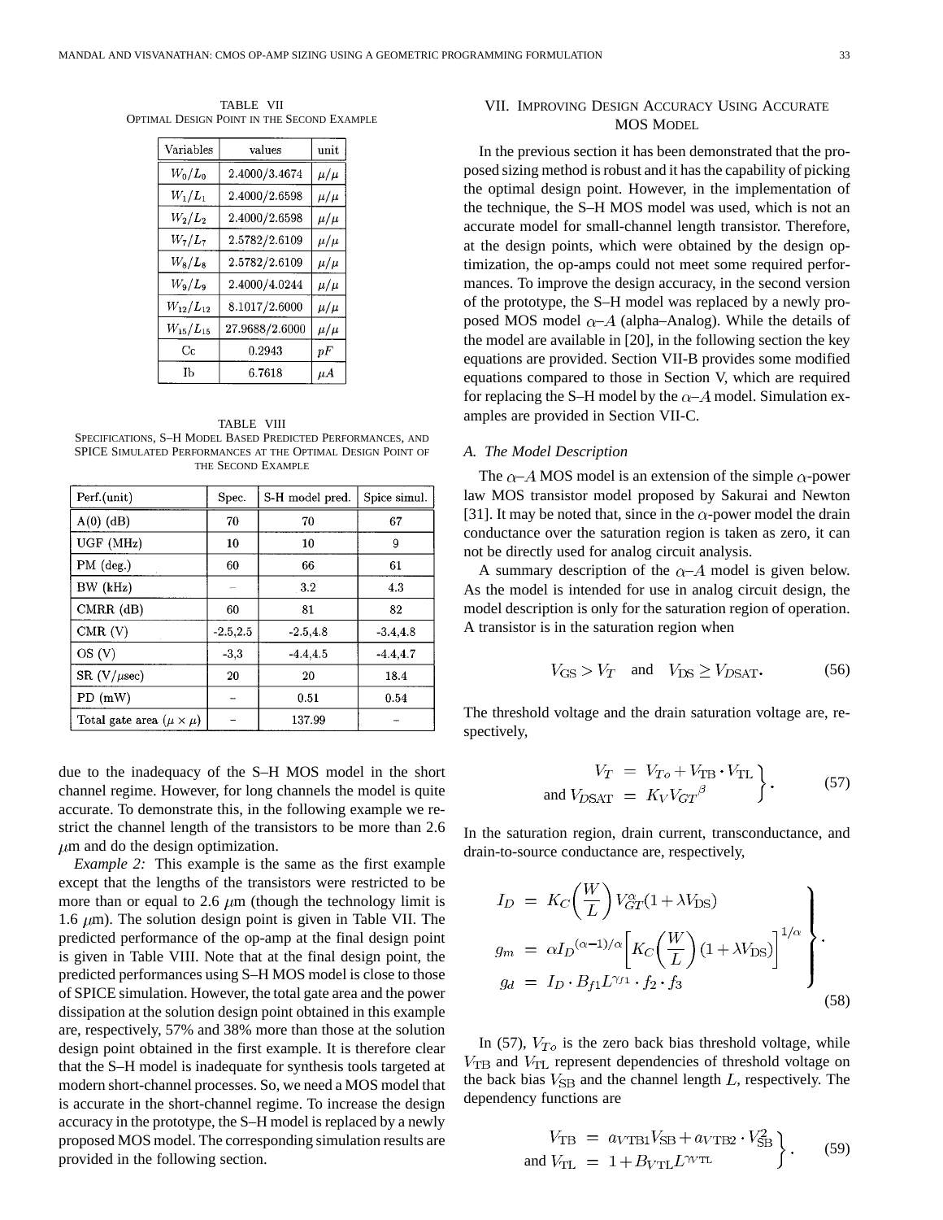TABLE VII
OPTIMAL DESIGN POINT IN THE SECOND EXAMPLE

| Variables | values | unit |
|---|---|---|
| $W_0/L_0$ | 2.4000/3.4674 | $\mu/\mu$ |
| $W_1/L_1$ | 2.4000/2.6598 | $\mu/\mu$ |
| $W_2/L_2$ | 2.4000/2.6598 | $\mu/\mu$ |
| $W_7/L_7$ | 2.5782/2.6109 | $\mu/\mu$ |
| $W_8/L_8$ | 2.5782/2.6109 | $\mu/\mu$ |
| $W_9/L_9$ | 2.4000/4.0244 | $\mu/\mu$ |
| $W_{12}/L_{12}$ | 8.1017/2.6000 | $\mu/\mu$ |
| $W_{15}/L_{15}$ | 27.9688/2.6000 | $\mu/\mu$ |
| Cc | 0.2943 | $pF$ |
| Ib | 6.7618 | $\mu A$ |

TABLE VIII
SPECIFICATIONS, S–H MODEL BASED PREDICTED PERFORMANCES, AND SPICE SIMULATED PERFORMANCES AT THE OPTIMAL DESIGN POINT OF THE SECOND EXAMPLE

| Perf.(unit) | Spec. | S-H model pred. | Spice simul. |
|---|---|---|---|
| A(0) (dB) | 70 | 70 | 67 |
| UGF (MHz) | 10 | 10 | 9 |
| PM (deg.) | 60 | 66 | 61 |
| BW (kHz) | – | 3.2 | 4.3 |
| CMRR (dB) | 60 | 81 | 82 |
| CMR (V) | -2.5,2.5 | -2.5,4.8 | -3.4,4.8 |
| OS (V) | -3,3 | -4.4,4.5 | -4.4,4.7 |
| SR (V/$\mu$sec) | 20 | 20 | 18.4 |
| PD (mW) | – | 0.51 | 0.54 |
| Total gate area ($\mu \times \mu$) | – | 137.99 | – |

due to the inadequacy of the S–H MOS model in the short channel regime. However, for long channels the model is quite accurate. To demonstrate this, in the following example we restrict the channel length of the transistors to be more than 2.6 $\mu$m and do the design optimization.

*Example 2:* This example is the same as the first example except that the lengths of the transistors were restricted to be more than or equal to 2.6 $\mu$m (though the technology limit is 1.6 $\mu$m). The solution design point is given in Table VII. The predicted performance of the op-amp at the final design point is given in Table VIII. Note that at the final design point, the predicted performances using S–H MOS model is close to those of SPICE simulation. However, the total gate area and the power dissipation at the solution design point obtained in this example are, respectively, 57% and 38% more than those at the solution design point obtained in the first example. It is therefore clear that the S–H model is inadequate for synthesis tools targeted at modern short-channel processes. So, we need a MOS model that is accurate in the short-channel regime. To increase the design accuracy in the prototype, the S–H model is replaced by a newly proposed MOS model. The corresponding simulation results are provided in the following section.

## VII. Improving Design Accuracy Using Accurate MOS Model

In the previous section it has been demonstrated that the proposed sizing method is robust and it has the capability of picking the optimal design point. However, in the implementation of the technique, the S–H MOS model was used, which is not an accurate model for small-channel length transistor. Therefore, at the design points, which were obtained by the design optimization, the op-amps could not meet some required performances. To improve the design accuracy, in the second version of the prototype, the S–H model was replaced by a newly proposed MOS model $\alpha$–$A$ (alpha–Analog). While the details of the model are available in [20], in the following section the key equations are provided. Section VII-B provides some modified equations compared to those in Section V, which are required for replacing the S–H model by the $\alpha$–$A$ model. Simulation examples are provided in Section VII-C.

### A. The Model Description

The $\alpha$–$A$ MOS model is an extension of the simple $\alpha$-power law MOS transistor model proposed by Sakurai and Newton [31]. It may be noted that, since in the $\alpha$-power model the drain conductance over the saturation region is taken as zero, it can not be directly used for analog circuit analysis.

A summary description of the $\alpha$–$A$ model is given below. As the model is intended for use in analog circuit design, the model description is only for the saturation region of operation. A transistor is in the saturation region when

$$V_{\rm GS} > V_T \quad \text{and} \quad V_{\rm DS} \geq V_{D\rm SAT}. \tag{56}$$

The threshold voltage and the drain saturation voltage are, respectively,

$$\left.\begin{aligned} V_T &= V_{To} + V_{\rm TB} \cdot V_{\rm TL} \\ \text{and } V_{D\rm SAT} &= K_V V_{GT}{}^{\beta} \end{aligned}\right\}. \tag{57}$$

In the saturation region, drain current, transconductance, and drain-to-source conductance are, respectively,

$$\left.\begin{aligned} I_D &= K_C\left(\frac{W}{L}\right) V_{GT}^{\alpha}(1+\lambda V_{\rm DS}) \\ g_m &= \alpha I_D{}^{(\alpha-1)/\alpha}\left[K_C\left(\frac{W}{L}\right)(1+\lambda V_{\rm DS})\right]^{1/\alpha} \\ g_d &= I_D \cdot B_{f1} L^{\gamma_{f1}} \cdot f_2 \cdot f_3 \end{aligned}\right\}. \tag{58}$$

In (57), $V_{To}$ is the zero back bias threshold voltage, while $V_{\rm TB}$ and $V_{\rm TL}$ represent dependencies of threshold voltage on the back bias $V_{\rm SB}$ and the channel length $L$, respectively. The dependency functions are

$$\left.\begin{aligned} V_{\rm TB} &= a_{V\rm TB1} V_{\rm SB} + a_{V\rm TB2} \cdot V_{\rm SB}^2 \\ \text{and } V_{\rm TL} &= 1 + B_{V\rm TL} L^{\gamma_{V\rm TL}} \end{aligned}\right\}. \tag{59}$$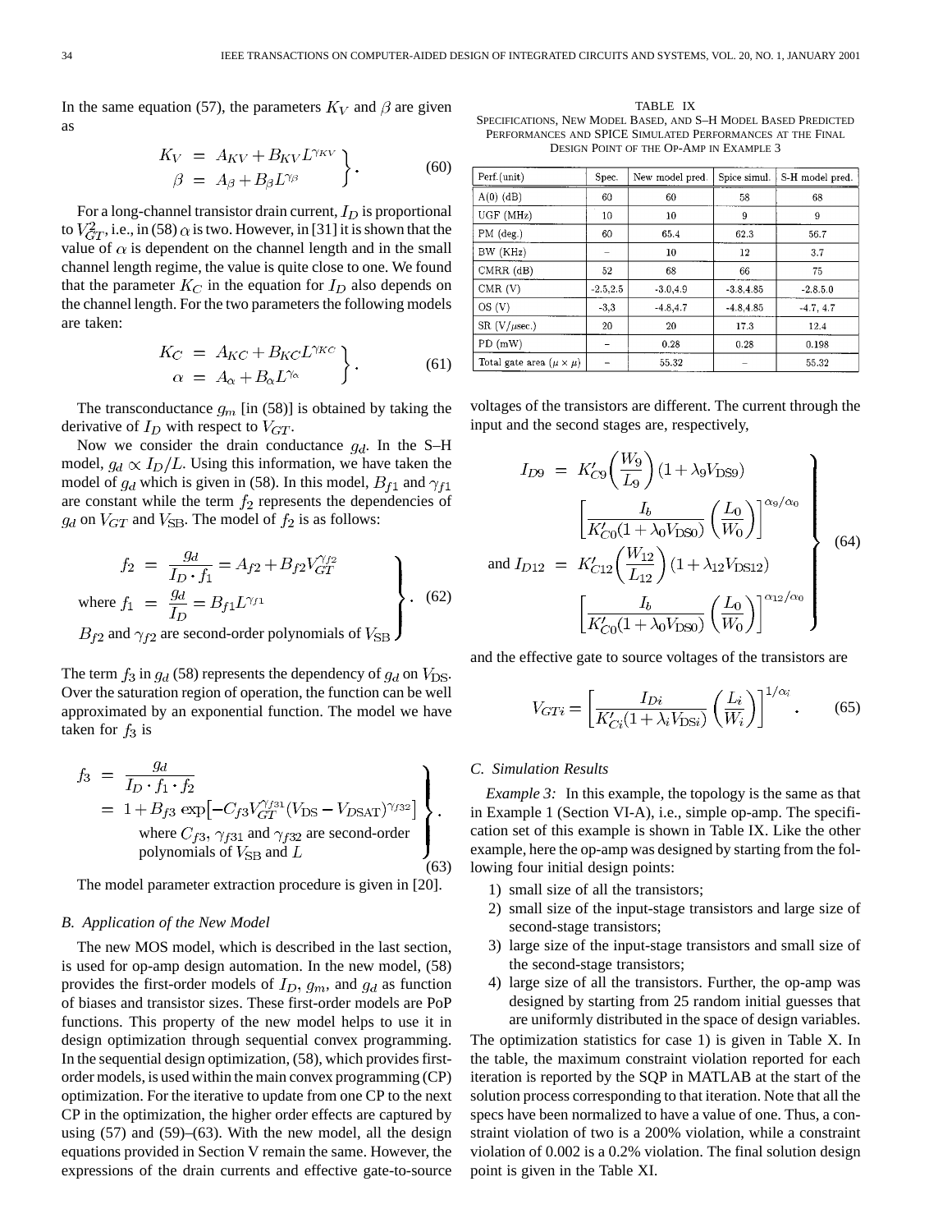In the same equation (57), the parameters $K_V$ and $\beta$ are given as

$$\left.\begin{aligned} K_V &= A_{KV} + B_{KV} L^{\gamma_{KV}} \\ \beta &= A_\beta + B_\beta L^{\gamma_\beta} \end{aligned}\right\}. \quad (60)$$

For a long-channel transistor drain current, $I_D$ is proportional to $V_{GT}^2$, i.e., in (58) $\alpha$ is two. However, in [31] it is shown that the value of $\alpha$ is dependent on the channel length and in the small channel length regime, the value is quite close to one. We found that the parameter $K_C$ in the equation for $I_D$ also depends on the channel length. For the two parameters the following models are taken:

$$\left.\begin{aligned} K_C &= A_{KC} + B_{KC} L^{\gamma_{KC}} \\ \alpha &= A_\alpha + B_\alpha L^{\gamma_\alpha} \end{aligned}\right\}. \quad (61)$$

The transconductance $g_m$ [in (58)] is obtained by taking the derivative of $I_D$ with respect to $V_{GT}$.

Now we consider the drain conductance $g_d$. In the S–H model, $g_d \propto I_D/L$. Using this information, we have taken the model of $g_d$ which is given in (58). In this model, $B_{f1}$ and $\gamma_{f1}$ are constant while the term $f_2$ represents the dependencies of $g_d$ on $V_{GT}$ and $V_{\rm SB}$. The model of $f_2$ is as follows:

$$\left.\begin{aligned} f_2 &= \frac{g_d}{I_D \cdot f_1} = A_{f2} + B_{f2} V_{GT}^{\gamma_{f2}} \\ \text{where } f_1 &= \frac{g_d}{I_D} = B_{f1} L^{\gamma_{f1}} \\ &B_{f2} \text{ and } \gamma_{f2} \text{ are second-order polynomials of } V_{\rm SB} \end{aligned}\right\}. \quad (62)$$

The term $f_3$ in $g_d$ (58) represents the dependency of $g_d$ on $V_{\rm DS}$. Over the saturation region of operation, the function can be well approximated by an exponential function. The model we have taken for $f_3$ is

$$\left.\begin{aligned} f_3 &= \frac{g_d}{I_D \cdot f_1 \cdot f_2} \\ &= 1 + B_{f3} \exp\left[-C_{f3} V_{GT}^{\gamma_{f31}} (V_{\rm DS} - V_{D\rm SAT})^{\gamma_{f32}}\right] \\ &\quad \text{where } C_{f3}, \gamma_{f31} \text{ and } \gamma_{f32} \text{ are second-order} \\ &\quad \text{polynomials of } V_{\rm SB} \text{ and } L \end{aligned}\right\}. \quad (63)$$

The model parameter extraction procedure is given in [20].

### B. Application of the New Model

The new MOS model, which is described in the last section, is used for op-amp design automation. In the new model, (58) provides the first-order models of $I_D$, $g_m$, and $g_d$ as function of biases and transistor sizes. These first-order models are PoP functions. This property of the new model helps to use it in design optimization through sequential convex programming. In the sequential design optimization, (58), which provides first-order models, is used within the main convex programming (CP) optimization. For the iterative to update from one CP to the next CP in the optimization, the higher order effects are captured by using (57) and (59)–(63). With the new model, all the design equations provided in Section V remain the same. However, the expressions of the drain currents and effective gate-to-source voltages of the transistors are different. The current through the input and the second stages are, respectively,

$$\left.\begin{aligned} I_{D9} &= K'_{C9}\left(\frac{W_9}{L_9}\right)(1+\lambda_9 V_{\rm DS9}) \\ &\qquad \left[\frac{I_b}{K'_{C0}(1+\lambda_0 V_{\rm DS0})}\left(\frac{L_0}{W_0}\right)\right]^{\alpha_9/\alpha_0} \\ \text{and } I_{D12} &= K'_{C12}\left(\frac{W_{12}}{L_{12}}\right)(1+\lambda_{12} V_{\rm DS12}) \\ &\qquad \left[\frac{I_b}{K'_{C0}(1+\lambda_0 V_{\rm DS0})}\left(\frac{L_0}{W_0}\right)\right]^{\alpha_{12}/\alpha_0} \end{aligned}\right\} \quad (64)$$

and the effective gate to source voltages of the transistors are

$$V_{GTi} = \left[\frac{I_{Di}}{K'_{Ci}(1+\lambda_i V_{\rm DS\it i})}\left(\frac{L_i}{W_i}\right)\right]^{1/\alpha_i}. \quad (65)$$

### C. Simulation Results

*Example 3:* In this example, the topology is the same as that in Example 1 (Section VI-A), i.e., simple op-amp. The specification set of this example is shown in Table IX. Like the other example, here the op-amp was designed by starting from the following four initial design points:

1) small size of all the transistors;
2) small size of the input-stage transistors and large size of second-stage transistors;
3) large size of the input-stage transistors and small size of the second-stage transistors;
4) large size of all the transistors. Further, the op-amp was designed by starting from 25 random initial guesses that are uniformly distributed in the space of design variables.

The optimization statistics for case 1) is given in Table X. In the table, the maximum constraint violation reported for each iteration is reported by the SQP in MATLAB at the start of the solution process corresponding to that iteration. Note that all the specs have been normalized to have a value of one. Thus, a constraint violation of two is a 200% violation, while a constraint violation of 0.002 is a 0.2% violation. The final solution design point is given in the Table XI.

TABLE IX
SPECIFICATIONS, NEW MODEL BASED, AND S–H MODEL BASED PREDICTED PERFORMANCES AND SPICE SIMULATED PERFORMANCES AT THE FINAL DESIGN POINT OF THE OP-AMP IN EXAMPLE 3

| Perf.(unit) | Spec. | New model pred. | Spice simul. | S-H model pred. |
|---|---|---|---|---|
| A(0) (dB) | 60 | 60 | 58 | 68 |
| UGF (MHz) | 10 | 10 | 9 | 9 |
| PM (deg.) | 60 | 65.4 | 62.3 | 56.7 |
| BW (KHz) | – | 10 | 12 | 3.7 |
| CMRR (dB) | 52 | 68 | 66 | 75 |
| CMR (V) | -2.5,2.5 | -3.0,4.9 | -3.8,4.85 | -2.8,5.0 |
| OS (V) | -3,3 | -4.8,4.7 | -4.8,4.85 | -4.7, 4.7 |
| SR (V/μsec.) | 20 | 20 | 17.3 | 12.4 |
| PD (mW) | – | 0.28 | 0.28 | 0.198 |
| Total gate area (μ × μ) | – | 55.32 | – | 55.32 |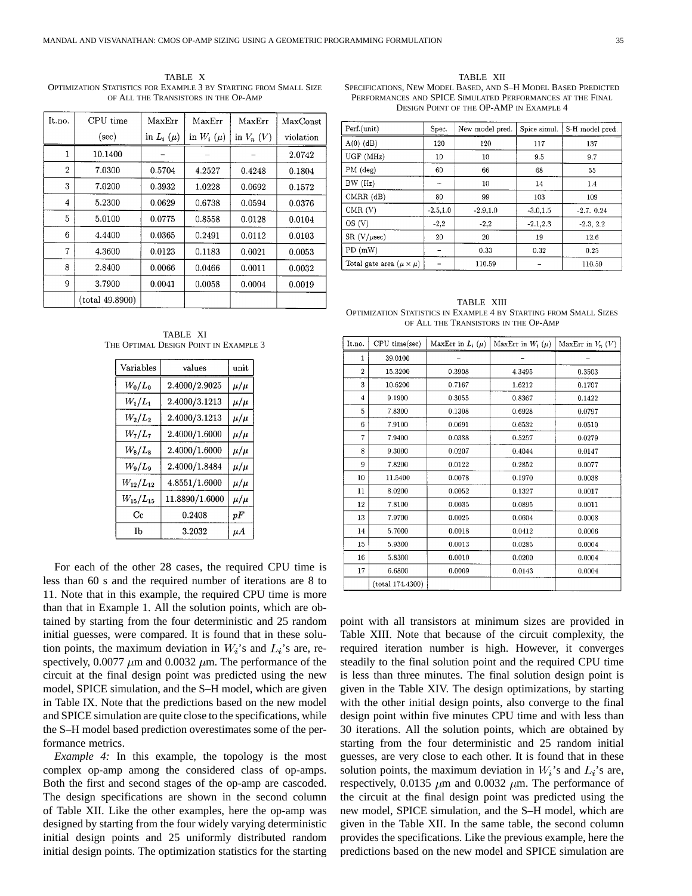TABLE X
OPTIMIZATION STATISTICS FOR EXAMPLE 3 BY STARTING FROM SMALL SIZE OF ALL THE TRANSISTORS IN THE OP-AMP

| It.no. | CPU time (sec) | MaxErr in $L_i$ ($\mu$) | MaxErr in $W_i$ ($\mu$) | MaxErr in $V_n$ ($V$) | MaxConst violation |
|---|---|---|---|---|---|
| 1 | 10.1400 | – | – | – | 2.0742 |
| 2 | 7.0300 | 0.5704 | 4.2527 | 0.4248 | 0.1804 |
| 3 | 7.0200 | 0.3932 | 1.0228 | 0.0692 | 0.1572 |
| 4 | 5.2300 | 0.0629 | 0.6738 | 0.0594 | 0.0376 |
| 5 | 5.0100 | 0.0775 | 0.8558 | 0.0128 | 0.0104 |
| 6 | 4.4400 | 0.0365 | 0.2491 | 0.0112 | 0.0103 |
| 7 | 4.3600 | 0.0123 | 0.1183 | 0.0021 | 0.0053 |
| 8 | 2.8400 | 0.0066 | 0.0466 | 0.0011 | 0.0032 |
| 9 | 3.7900 | 0.0041 | 0.0058 | 0.0004 | 0.0019 |
| | (total 49.8900) | | | | |

TABLE XI
THE OPTIMAL DESIGN POINT IN EXAMPLE 3

| Variables | values | unit |
|---|---|---|
| $W_0/L_0$ | 2.4000/2.9025 | $\mu/\mu$ |
| $W_1/L_1$ | 2.4000/3.1213 | $\mu/\mu$ |
| $W_2/L_2$ | 2.4000/3.1213 | $\mu/\mu$ |
| $W_7/L_7$ | 2.4000/1.6000 | $\mu/\mu$ |
| $W_8/L_8$ | 2.4000/1.6000 | $\mu/\mu$ |
| $W_9/L_9$ | 2.4000/1.8484 | $\mu/\mu$ |
| $W_{12}/L_{12}$ | 4.8551/1.6000 | $\mu/\mu$ |
| $W_{15}/L_{15}$ | 11.8890/1.6000 | $\mu/\mu$ |
| Cc | 0.2408 | $pF$ |
| Ib | 3.2032 | $\mu A$ |

For each of the other 28 cases, the required CPU time is less than 60 s and the required number of iterations are 8 to 11. Note that in this example, the required CPU time is more than that in Example 1. All the solution points, which are obtained by starting from the four deterministic and 25 random initial guesses, were compared. It is found that in these solution points, the maximum deviation in $W_i$'s and $L_i$'s are, respectively, 0.0077 $\mu$m and 0.0032 $\mu$m. The performance of the circuit at the final design point was predicted using the new model, SPICE simulation, and the S–H model, which are given in Table IX. Note that the predictions based on the new model and SPICE simulation are quite close to the specifications, while the S–H model based prediction overestimates some of the performance metrics.

*Example 4:* In this example, the topology is the most complex op-amp among the considered class of op-amps. Both the first and second stages of the op-amp are cascoded. The design specifications are shown in the second column of Table XII. Like the other examples, here the op-amp was designed by starting from the four widely varying deterministic initial design points and 25 uniformly distributed random initial design points. The optimization statistics for the starting point with all transistors at minimum sizes are provided in Table XIII. Note that because of the circuit complexity, the required iteration number is high. However, it converges steadily to the final solution point and the required CPU time is less than three minutes. The final solution design point is given in the Table XIV. The design optimizations, by starting with the other initial design points, also converge to the final design point within five minutes CPU time and with less than 30 iterations. All the solution points, which are obtained by starting from the four deterministic and 25 random initial guesses, are very close to each other. It is found that in these solution points, the maximum deviation in $W_i$'s and $L_i$'s are, respectively, 0.0135 $\mu$m and 0.0032 $\mu$m. The performance of the circuit at the final design point was predicted using the new model, SPICE simulation, and the S–H model, which are given in the Table XII. In the same table, the second column provides the specifications. Like the previous example, here the predictions based on the new model and SPICE simulation are

TABLE XII
SPECIFICATIONS, NEW MODEL BASED, AND S–H MODEL BASED PREDICTED PERFORMANCES AND SPICE SIMULATED PERFORMANCES AT THE FINAL DESIGN POINT OF THE OP-AMP IN EXAMPLE 4

| Perf.(unit) | Spec. | New model pred. | Spice simul. | S-H model pred. |
|---|---|---|---|---|
| A(0) (dB) | 120 | 120 | 117 | 137 |
| UGF (MHz) | 10 | 10 | 9.5 | 9.7 |
| PM (deg) | 60 | 66 | 68 | 55 |
| BW (Hz) | – | 10 | 14 | 1.4 |
| CMRR (dB) | 80 | 99 | 103 | 109 |
| CMR (V) | -2.5,1.0 | -2.9,1.0 | -3.0,1.5 | -2.7. 0.24 |
| OS (V) | -2,2 | -2,2 | -2.1,2.3 | -2.3, 2.2 |
| SR (V/$\mu$sec) | 20 | 20 | 19 | 12.6 |
| PD (mW) | – | 0.33 | 0.32 | 0.25 |
| Total gate area ($\mu \times \mu$) | – | 110.59 | – | 110.59 |

TABLE XIII
OPTIMIZATION STATISTICS IN EXAMPLE 4 BY STARTING FROM SMALL SIZES OF ALL THE TRANSISTORS IN THE OP-AMP

| It.no. | CPU time(sec) | MaxErr in $L_i$ ($\mu$) | MaxErr in $W_i$ ($\mu$) | MaxErr in $V_n$ ($V$) |
|---|---|---|---|---|
| 1 | 39.0100 | – | – | – |
| 2 | 15.3200 | 0.3908 | 4.3495 | 0.3503 |
| 3 | 10.6200 | 0.7167 | 1.6212 | 0.1707 |
| 4 | 9.1900 | 0.3055 | 0.8367 | 0.1422 |
| 5 | 7.8300 | 0.1308 | 0.6928 | 0.0797 |
| 6 | 7.9100 | 0.0691 | 0.6532 | 0.0510 |
| 7 | 7.9400 | 0.0388 | 0.5257 | 0.0279 |
| 8 | 9.3000 | 0.0207 | 0.4044 | 0.0147 |
| 9 | 7.8200 | 0.0122 | 0.2852 | 0.0077 |
| 10 | 11.5400 | 0.0078 | 0.1970 | 0.0038 |
| 11 | 8.0200 | 0.0052 | 0.1327 | 0.0017 |
| 12 | 7.8100 | 0.0035 | 0.0895 | 0.0011 |
| 13 | 7.9700 | 0.0025 | 0.0604 | 0.0008 |
| 14 | 5.7000 | 0.0018 | 0.0412 | 0.0006 |
| 15 | 5.9300 | 0.0013 | 0.0285 | 0.0004 |
| 16 | 5.8300 | 0.0010 | 0.0200 | 0.0004 |
| 17 | 6.6800 | 0.0009 | 0.0143 | 0.0004 |
| | (total 174.4300) | | | |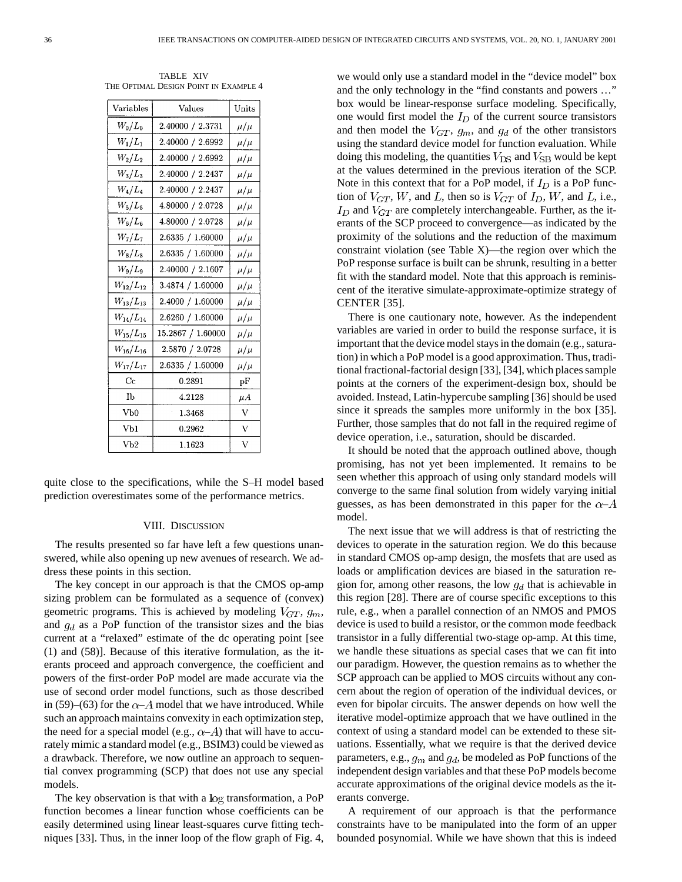TABLE XIV
THE OPTIMAL DESIGN POINT IN EXAMPLE 4

| Variables | Values | Units |
|---|---|---|
| $W_0/L_0$ | 2.40000 / 2.3731 | $\mu/\mu$ |
| $W_1/L_1$ | 2.40000 / 2.6992 | $\mu/\mu$ |
| $W_2/L_2$ | 2.40000 / 2.6992 | $\mu/\mu$ |
| $W_3/L_3$ | 2.40000 / 2.2437 | $\mu/\mu$ |
| $W_4/L_4$ | 2.40000 / 2.2437 | $\mu/\mu$ |
| $W_5/L_5$ | 4.80000 / 2.0728 | $\mu/\mu$ |
| $W_6/L_6$ | 4.80000 / 2.0728 | $\mu/\mu$ |
| $W_7/L_7$ | 2.6335 / 1.60000 | $\mu/\mu$ |
| $W_8/L_8$ | 2.6335 / 1.60000 | $\mu/\mu$ |
| $W_9/L_9$ | 2.40000 / 2.1607 | $\mu/\mu$ |
| $W_{12}/L_{12}$ | 3.4874 / 1.60000 | $\mu/\mu$ |
| $W_{13}/L_{13}$ | 2.4000 / 1.60000 | $\mu/\mu$ |
| $W_{14}/L_{14}$ | 2.6260 / 1.60000 | $\mu/\mu$ |
| $W_{15}/L_{15}$ | 15.2867 / 1.60000 | $\mu/\mu$ |
| $W_{16}/L_{16}$ | 2.5870 / 2.0728 | $\mu/\mu$ |
| $W_{17}/L_{17}$ | 2.6335 / 1.60000 | $\mu/\mu$ |
| Cc | 0.2891 | pF |
| Ib | 4.2128 | $\mu A$ |
| Vb0 | 1.3468 | V |
| Vb1 | 0.2962 | V |
| Vb2 | 1.1623 | V |

quite close to the specifications, while the S–H model based prediction overestimates some of the performance metrics.

## VIII. Discussion

The results presented so far have left a few questions unanswered, while also opening up new avenues of research. We address these points in this section.

The key concept in our approach is that the CMOS op-amp sizing problem can be formulated as a sequence of (convex) geometric programs. This is achieved by modeling $V_{GT}$, $g_m$, and $g_d$ as a PoP function of the transistor sizes and the bias current at a "relaxed" estimate of the dc operating point [see (1) and (58)]. Because of this iterative formulation, as the iterants proceed and approach convergence, the coefficient and powers of the first-order PoP model are made accurate via the use of second order model functions, such as those described in (59)–(63) for the $\alpha$–$A$ model that we have introduced. While such an approach maintains convexity in each optimization step, the need for a special model (e.g., $\alpha$–$A$) that will have to accurately mimic a standard model (e.g., BSIM3) could be viewed as a drawback. Therefore, we now outline an approach to sequential convex programming (SCP) that does not use any special models.

The key observation is that with a $\log$ transformation, a PoP function becomes a linear function whose coefficients can be easily determined using linear least-squares curve fitting techniques [33]. Thus, in the inner loop of the flow graph of Fig. 4, we would only use a standard model in the "device model" box and the only technology in the "find constants and powers …" box would be linear-response surface modeling. Specifically, one would first model the $I_D$ of the current source transistors and then model the $V_{GT}$, $g_m$, and $g_d$ of the other transistors using the standard device model for function evaluation. While doing this modeling, the quantities $V_{DS}$ and $V_{SB}$ would be kept at the values determined in the previous iteration of the SCP. Note in this context that for a PoP model, if $I_D$ is a PoP function of $V_{GT}$, $W$, and $L$, then so is $V_{GT}$ of $I_D$, $W$, and $L$, i.e., $I_D$ and $V_{GT}$ are completely interchangeable. Further, as the iterants of the SCP proceed to convergence—as indicated by the proximity of the solutions and the reduction of the maximum constraint violation (see Table X)—the region over which the PoP response surface is built can be shrunk, resulting in a better fit with the standard model. Note that this approach is reminiscent of the iterative simulate-approximate-optimize strategy of CENTER [35].

There is one cautionary note, however. As the independent variables are varied in order to build the response surface, it is important that the device model stays in the domain (e.g., saturation) in which a PoP model is a good approximation. Thus, traditional fractional-factorial design [33], [34], which places sample points at the corners of the experiment-design box, should be avoided. Instead, Latin-hypercube sampling [36] should be used since it spreads the samples more uniformly in the box [35]. Further, those samples that do not fall in the required regime of device operation, i.e., saturation, should be discarded.

It should be noted that the approach outlined above, though promising, has not yet been implemented. It remains to be seen whether this approach of using only standard models will converge to the same final solution from widely varying initial guesses, as has been demonstrated in this paper for the $\alpha$–$A$ model.

The next issue that we will address is that of restricting the devices to operate in the saturation region. We do this because in standard CMOS op-amp design, the mosfets that are used as loads or amplification devices are biased in the saturation region for, among other reasons, the low $g_d$ that is achievable in this region [28]. There are of course specific exceptions to this rule, e.g., when a parallel connection of an NMOS and PMOS device is used to build a resistor, or the common mode feedback transistor in a fully differential two-stage op-amp. At this time, we handle these situations as special cases that we can fit into our paradigm. However, the question remains as to whether the SCP approach can be applied to MOS circuits without any concern about the region of operation of the individual devices, or even for bipolar circuits. The answer depends on how well the iterative model-optimize approach that we have outlined in the context of using a standard model can be extended to these situations. Essentially, what we require is that the derived device parameters, e.g., $g_m$ and $g_d$, be modeled as PoP functions of the independent design variables and that these PoP models become accurate approximations of the original device models as the iterants converge.

A requirement of our approach is that the performance constraints have to be manipulated into the form of an upper bounded posynomial. While we have shown that this is indeed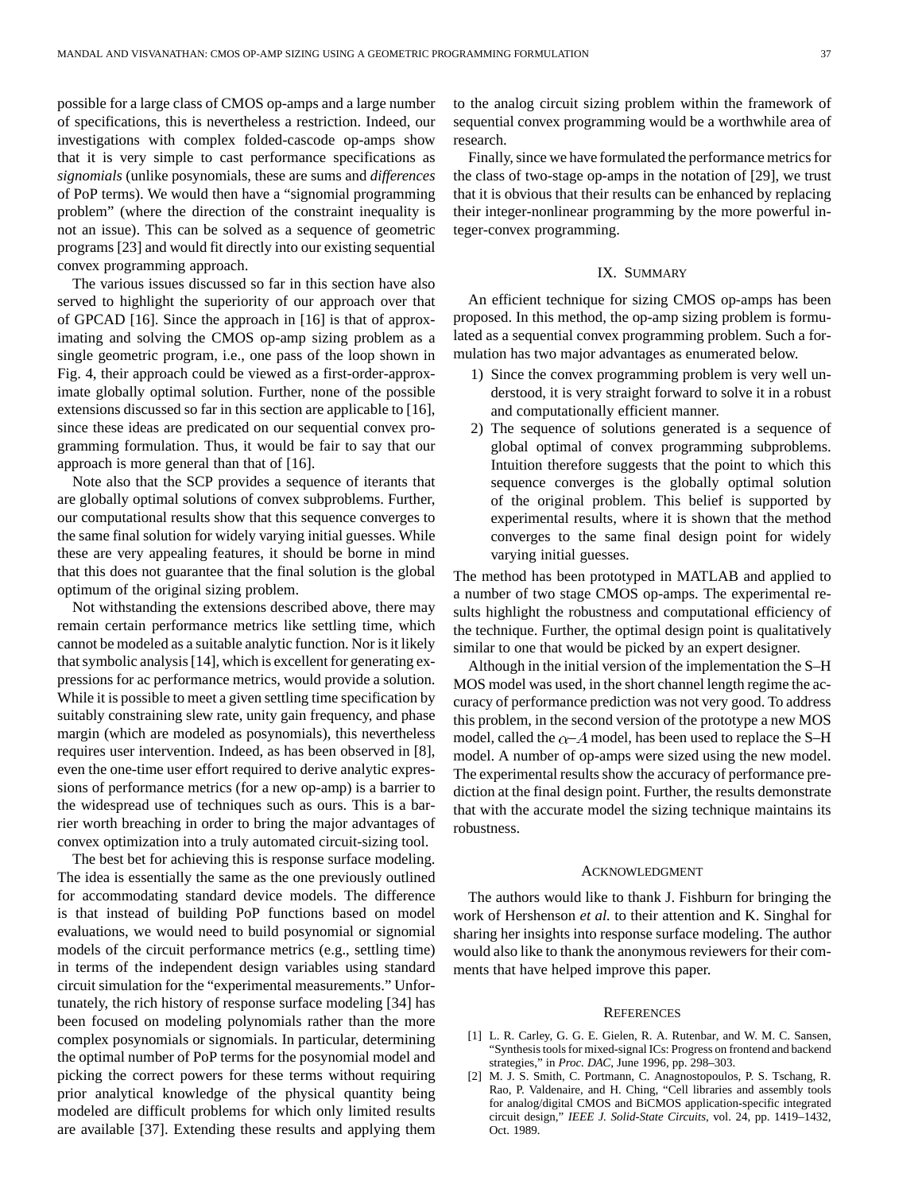possible for a large class of CMOS op-amps and a large number of specifications, this is nevertheless a restriction. Indeed, our investigations with complex folded-cascode op-amps show that it is very simple to cast performance specifications as *signomials* (unlike posynomials, these are sums and *differences* of PoP terms). We would then have a "signomial programming problem" (where the direction of the constraint inequality is not an issue). This can be solved as a sequence of geometric programs [23] and would fit directly into our existing sequential convex programming approach.

The various issues discussed so far in this section have also served to highlight the superiority of our approach over that of GPCAD [16]. Since the approach in [16] is that of approximating and solving the CMOS op-amp sizing problem as a single geometric program, i.e., one pass of the loop shown in Fig. 4, their approach could be viewed as a first-order-approximate globally optimal solution. Further, none of the possible extensions discussed so far in this section are applicable to [16], since these ideas are predicated on our sequential convex programming formulation. Thus, it would be fair to say that our approach is more general than that of [16].

Note also that the SCP provides a sequence of iterants that are globally optimal solutions of convex subproblems. Further, our computational results show that this sequence converges to the same final solution for widely varying initial guesses. While these are very appealing features, it should be borne in mind that this does not guarantee that the final solution is the global optimum of the original sizing problem.

Not withstanding the extensions described above, there may remain certain performance metrics like settling time, which cannot be modeled as a suitable analytic function. Nor is it likely that symbolic analysis [14], which is excellent for generating expressions for ac performance metrics, would provide a solution. While it is possible to meet a given settling time specification by suitably constraining slew rate, unity gain frequency, and phase margin (which are modeled as posynomials), this nevertheless requires user intervention. Indeed, as has been observed in [8], even the one-time user effort required to derive analytic expressions of performance metrics (for a new op-amp) is a barrier to the widespread use of techniques such as ours. This is a barrier worth breaching in order to bring the major advantages of convex optimization into a truly automated circuit-sizing tool.

The best bet for achieving this is response surface modeling. The idea is essentially the same as the one previously outlined for accommodating standard device models. The difference is that instead of building PoP functions based on model evaluations, we would need to build posynomial or signomial models of the circuit performance metrics (e.g., settling time) in terms of the independent design variables using standard circuit simulation for the "experimental measurements." Unfortunately, the rich history of response surface modeling [34] has been focused on modeling polynomials rather than the more complex posynomials or signomials. In particular, determining the optimal number of PoP terms for the posynomial model and picking the correct powers for these terms without requiring prior analytical knowledge of the physical quantity being modeled are difficult problems for which only limited results are available [37]. Extending these results and applying them to the analog circuit sizing problem within the framework of sequential convex programming would be a worthwhile area of research.

Finally, since we have formulated the performance metrics for the class of two-stage op-amps in the notation of [29], we trust that it is obvious that their results can be enhanced by replacing their integer-nonlinear programming by the more powerful integer-convex programming.

## IX. Summary

An efficient technique for sizing CMOS op-amps has been proposed. In this method, the op-amp sizing problem is formulated as a sequential convex programming problem. Such a formulation has two major advantages as enumerated below.

1) Since the convex programming problem is very well understood, it is very straight forward to solve it in a robust and computationally efficient manner.
2) The sequence of solutions generated is a sequence of global optimal of convex programming subproblems. Intuition therefore suggests that the point to which this sequence converges is the globally optimal solution of the original problem. This belief is supported by experimental results, where it is shown that the method converges to the same final design point for widely varying initial guesses.

The method has been prototyped in MATLAB and applied to a number of two stage CMOS op-amps. The experimental results highlight the robustness and computational efficiency of the technique. Further, the optimal design point is qualitatively similar to one that would be picked by an expert designer.

Although in the initial version of the implementation the S–H MOS model was used, in the short channel length regime the accuracy of performance prediction was not very good. To address this problem, in the second version of the prototype a new MOS model, called the $\alpha$–$A$ model, has been used to replace the S–H model. A number of op-amps were sized using the new model. The experimental results show the accuracy of performance prediction at the final design point. Further, the results demonstrate that with the accurate model the sizing technique maintains its robustness.

## Acknowledgment

The authors would like to thank J. Fishburn for bringing the work of Hershenson *et al.* to their attention and K. Singhal for sharing her insights into response surface modeling. The author would also like to thank the anonymous reviewers for their comments that have helped improve this paper.

## References

[1] L. R. Carley, G. G. E. Gielen, R. A. Rutenbar, and W. M. C. Sansen, "Synthesis tools for mixed-signal ICs: Progress on frontend and backend strategies," in *Proc. DAC*, June 1996, pp. 298–303.

[2] M. J. S. Smith, C. Portmann, C. Anagnostopoulos, P. S. Tschang, R. Rao, P. Valdenaire, and H. Ching, "Cell libraries and assembly tools for analog/digital CMOS and BiCMOS application-specific integrated circuit design," *IEEE J. Solid-State Circuits*, vol. 24, pp. 1419–1432, Oct. 1989.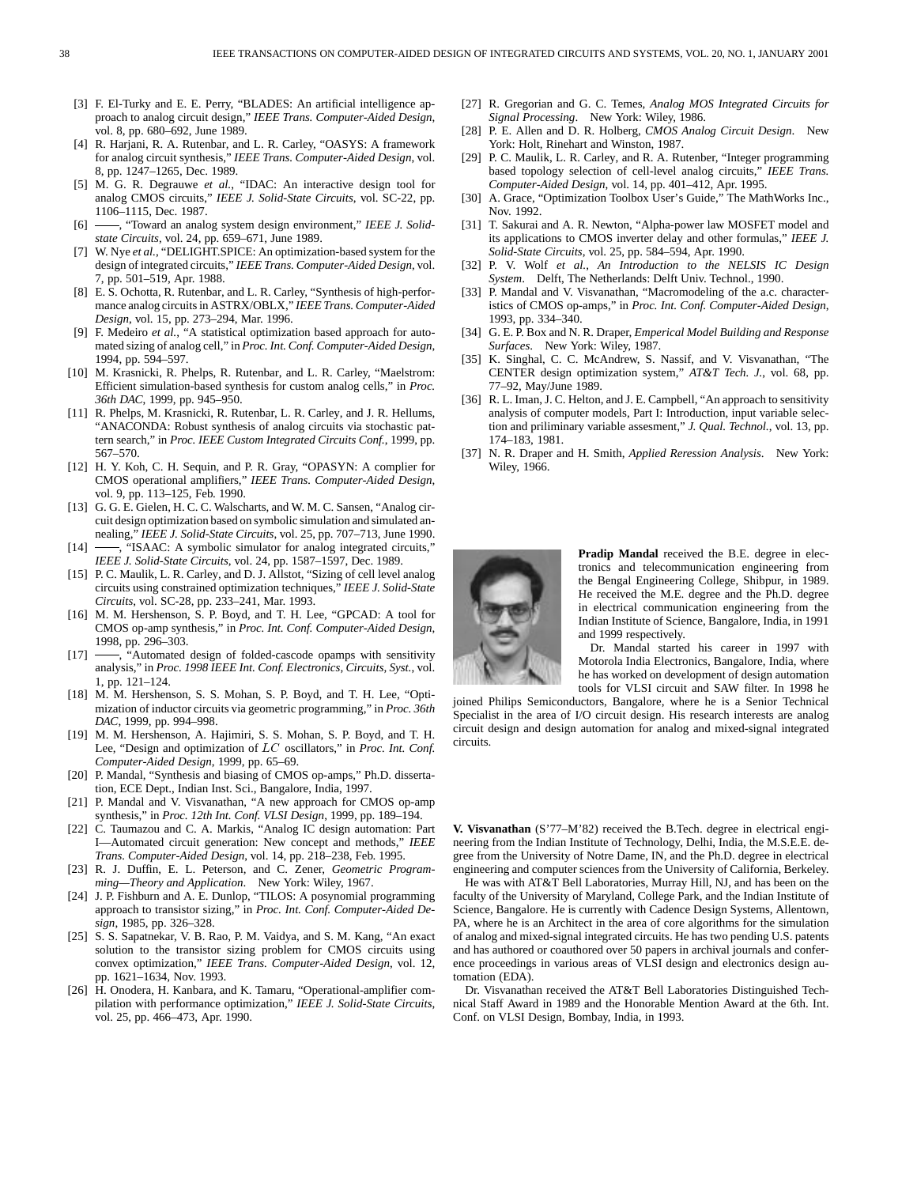[3] F. El-Turky and E. E. Perry, "BLADES: An artificial intelligence approach to analog circuit design," *IEEE Trans. Computer-Aided Design*, vol. 8, pp. 680–692, June 1989.

[4] R. Harjani, R. A. Rutenbar, and L. R. Carley, "OASYS: A framework for analog circuit synthesis," *IEEE Trans. Computer-Aided Design*, vol. 8, pp. 1247–1265, Dec. 1989.

[5] M. G. R. Degrauwe *et al.*, "IDAC: An interactive design tool for analog CMOS circuits," *IEEE J. Solid-State Circuits*, vol. SC-22, pp. 1106–1115, Dec. 1987.

[6] ——, "Toward an analog system design environment," *IEEE J. Solid-state Circuits*, vol. 24, pp. 659–671, June 1989.

[7] W. Nye *et al.*, "DELIGHT.SPICE: An optimization-based system for the design of integrated circuits," *IEEE Trans. Computer-Aided Design*, vol. 7, pp. 501–519, Apr. 1988.

[8] E. S. Ochotta, R. Rutenbar, and L. R. Carley, "Synthesis of high-performance analog circuits in ASTRX/OBLX," *IEEE Trans. Computer-Aided Design*, vol. 15, pp. 273–294, Mar. 1996.

[9] F. Medeiro *et al.*, "A statistical optimization based approach for automated sizing of analog cell," in *Proc. Int. Conf. Computer-Aided Design*, 1994, pp. 594–597.

[10] M. Krasnicki, R. Phelps, R. Rutenbar, and L. R. Carley, "Maelstrom: Efficient simulation-based synthesis for custom analog cells," in *Proc. 36th DAC*, 1999, pp. 945–950.

[11] R. Phelps, M. Krasnicki, R. Rutenbar, L. R. Carley, and J. R. Hellums, "ANACONDA: Robust synthesis of analog circuits via stochastic pattern search," in *Proc. IEEE Custom Integrated Circuits Conf.*, 1999, pp. 567–570.

[12] H. Y. Koh, C. H. Sequin, and P. R. Gray, "OPASYN: A complier for CMOS operational amplifiers," *IEEE Trans. Computer-Aided Design*, vol. 9, pp. 113–125, Feb. 1990.

[13] G. G. E. Gielen, H. C. C. Walscharts, and W. M. C. Sansen, "Analog circuit design optimization based on symbolic simulation and simulated annealing," *IEEE J. Solid-State Circuits*, vol. 25, pp. 707–713, June 1990.

[14] ——, "ISAAC: A symbolic simulator for analog integrated circuits," *IEEE J. Solid-State Circuits*, vol. 24, pp. 1587–1597, Dec. 1989.

[15] P. C. Maulik, L. R. Carley, and D. J. Allstot, "Sizing of cell level analog circuits using constrained optimization techniques," *IEEE J. Solid-State Circuits*, vol. SC-28, pp. 233–241, Mar. 1993.

[16] M. M. Hershenson, S. P. Boyd, and T. H. Lee, "GPCAD: A tool for CMOS op-amp synthesis," in *Proc. Int. Conf. Computer-Aided Design*, 1998, pp. 296–303.

[17] ——, "Automated design of folded-cascode opamps with sensitivity analysis," in *Proc. 1998 IEEE Int. Conf. Electronics, Circuits, Syst.*, vol. 1, pp. 121–124.

[18] M. M. Hershenson, S. S. Mohan, S. P. Boyd, and T. H. Lee, "Optimization of inductor circuits via geometric programming," in *Proc. 36th DAC*, 1999, pp. 994–998.

[19] M. M. Hershenson, A. Hajimiri, S. S. Mohan, S. P. Boyd, and T. H. Lee, "Design and optimization of $LC$ oscillators," in *Proc. Int. Conf. Computer-Aided Design*, 1999, pp. 65–69.

[20] P. Mandal, "Synthesis and biasing of CMOS op-amps," Ph.D. dissertation, ECE Dept., Indian Inst. Sci., Bangalore, India, 1997.

[21] P. Mandal and V. Visvanathan, "A new approach for CMOS op-amp synthesis," in *Proc. 12th Int. Conf. VLSI Design*, 1999, pp. 189–194.

[22] C. Taumazou and C. A. Markis, "Analog IC design automation: Part I—Automated circuit generation: New concept and methods," *IEEE Trans. Computer-Aided Design*, vol. 14, pp. 218–238, Feb. 1995.

[23] R. J. Duffin, E. L. Peterson, and C. Zener, *Geometric Programming—Theory and Application*. New York: Wiley, 1967.

[24] J. P. Fishburn and A. E. Dunlop, "TILOS: A posynomial programming approach to transistor sizing," in *Proc. Int. Conf. Computer-Aided Design*, 1985, pp. 326–328.

[25] S. S. Sapatnekar, V. B. Rao, P. M. Vaidya, and S. M. Kang, "An exact solution to the transistor sizing problem for CMOS circuits using convex optimization," *IEEE Trans. Computer-Aided Design*, vol. 12, pp. 1621–1634, Nov. 1993.

[26] H. Onodera, H. Kanbara, and K. Tamaru, "Operational-amplifier compilation with performance optimization," *IEEE J. Solid-State Circuits*, vol. 25, pp. 466–473, Apr. 1990.

[27] R. Gregorian and G. C. Temes, *Analog MOS Integrated Circuits for Signal Processing*. New York: Wiley, 1986.

[28] P. E. Allen and D. R. Holberg, *CMOS Analog Circuit Design*. New York: Holt, Rinehart and Winston, 1987.

[29] P. C. Maulik, L. R. Carley, and R. A. Rutenber, "Integer programming based topology selection of cell-level analog circuits," *IEEE Trans. Computer-Aided Design*, vol. 14, pp. 401–412, Apr. 1995.

[30] A. Grace, "Optimization Toolbox User's Guide," The MathWorks Inc., Nov. 1992.

[31] T. Sakurai and A. R. Newton, "Alpha-power law MOSFET model and its applications to CMOS inverter delay and other formulas," *IEEE J. Solid-State Circuits*, vol. 25, pp. 584–594, Apr. 1990.

[32] P. V. Wolf *et al.*, *An Introduction to the NELSIS IC Design System*. Delft, The Netherlands: Delft Univ. Technol., 1990.

[33] P. Mandal and V. Visvanathan, "Macromodeling of the a.c. characteristics of CMOS op-amps," in *Proc. Int. Conf. Computer-Aided Design*, 1993, pp. 334–340.

[34] G. E. P. Box and N. R. Draper, *Emperical Model Building and Response Surfaces*. New York: Wiley, 1987.

[35] K. Singhal, C. C. McAndrew, S. Nassif, and V. Visvanathan, "The CENTER design optimization system," *AT&T Tech. J.*, vol. 68, pp. 77–92, May/June 1989.

[36] R. L. Iman, J. C. Helton, and J. E. Campbell, "An approach to sensitivity analysis of computer models, Part I: Introduction, input variable selection and priliminary variable assesment," *J. Qual. Technol.*, vol. 13, pp. 174–183, 1981.

[37] N. R. Draper and H. Smith, *Applied Reression Analysis*. New York: Wiley, 1966.

**Pradip Mandal** received the B.E. degree in electronics and telecommunication engineering from the Bengal Engineering College, Shibpur, in 1989. He received the M.E. degree and the Ph.D. degree in electrical communication engineering from the Indian Institute of Science, Bangalore, India, in 1991 and 1999 respectively.

Dr. Mandal started his career in 1997 with Motorola India Electronics, Bangalore, India, where he has worked on development of design automation tools for VLSI circuit and SAW filter. In 1998 he joined Philips Semiconductors, Bangalore, where he is a Senior Technical Specialist in the area of I/O circuit design. His research interests are analog circuit design and design automation for analog and mixed-signal integrated circuits.

**V. Visvanathan** (S'77–M'82) received the B.Tech. degree in electrical engineering from the Indian Institute of Technology, Delhi, India, the M.S.E.E. degree from the University of Notre Dame, IN, and the Ph.D. degree in electrical engineering and computer sciences from the University of California, Berkeley.

He was with AT&T Bell Laboratories, Murray Hill, NJ, and has been on the faculty of the University of Maryland, College Park, and the Indian Institute of Science, Bangalore. He is currently with Cadence Design Systems, Allentown, PA, where he is an Architect in the area of core algorithms for the simulation of analog and mixed-signal integrated circuits. He has two pending U.S. patents and has authored or coauthored over 50 papers in archival journals and conference proceedings in various areas of VLSI design and electronics design automation (EDA).

Dr. Visvanathan received the AT&T Bell Laboratories Distinguished Technical Staff Award in 1989 and the Honorable Mention Award at the 6th. Int. Conf. on VLSI Design, Bombay, India, in 1993.